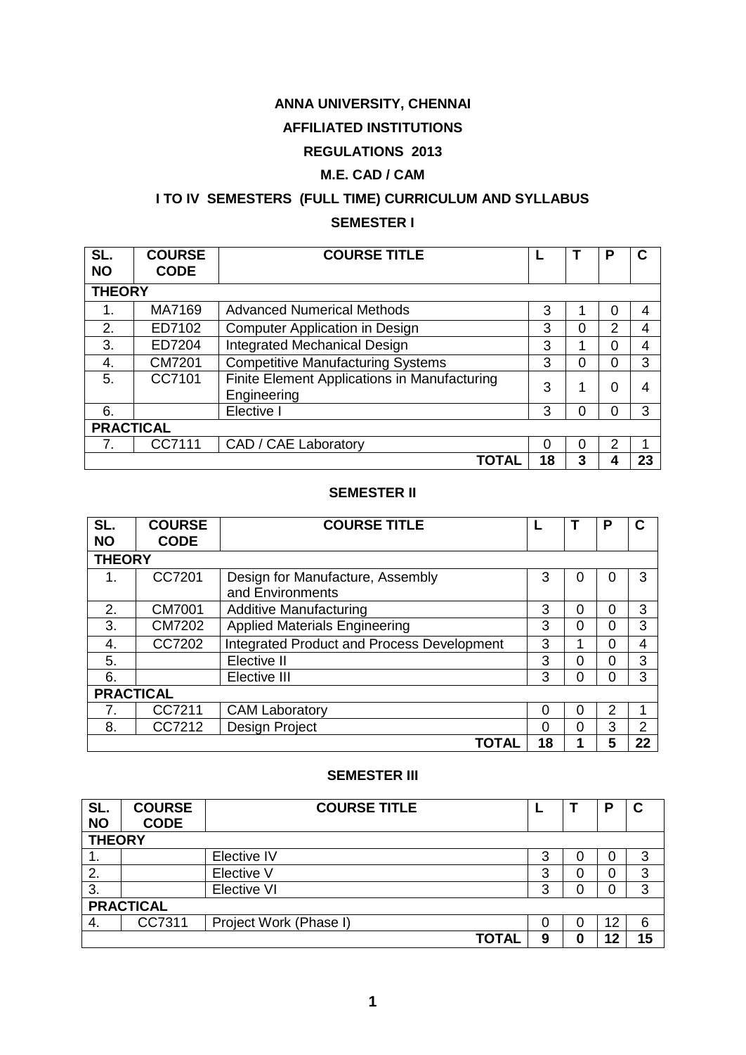# ANNA UNIVERSITY, CHENNAI

## AFFILIATED INSTITUTIONS

## REGULATIONS 2013

## M.E. CAD / CAM

## I TO IV SEMESTERS (FULL TIME) CURRICULUM AND SYLLABUS

### SEMESTER I

| SL. NO | COURSE CODE | COURSE TITLE | L | T | P | C |
|---|---|---|---|---|---|---|
| **THEORY** | | | | | | |
| 1. | MA7169 | Advanced Numerical Methods | 3 | 1 | 0 | 4 |
| 2. | ED7102 | Computer Application in Design | 3 | 0 | 2 | 4 |
| 3. | ED7204 | Integrated Mechanical Design | 3 | 1 | 0 | 4 |
| 4. | CM7201 | Competitive Manufacturing Systems | 3 | 0 | 0 | 3 |
| 5. | CC7101 | Finite Element Applications in Manufacturing Engineering | 3 | 1 | 0 | 4 |
| 6. | | Elective I | 3 | 0 | 0 | 3 |
| **PRACTICAL** | | | | | | |
| 7. | CC7111 | CAD / CAE Laboratory | 0 | 0 | 2 | 1 |
| | | **TOTAL** | **18** | **3** | **4** | **23** |

### SEMESTER II

| SL. NO | COURSE CODE | COURSE TITLE | L | T | P | C |
|---|---|---|---|---|---|---|
| **THEORY** | | | | | | |
| 1. | CC7201 | Design for Manufacture, Assembly and Environments | 3 | 0 | 0 | 3 |
| 2. | CM7001 | Additive Manufacturing | 3 | 0 | 0 | 3 |
| 3. | CM7202 | Applied Materials Engineering | 3 | 0 | 0 | 3 |
| 4. | CC7202 | Integrated Product and Process Development | 3 | 1 | 0 | 4 |
| 5. | | Elective II | 3 | 0 | 0 | 3 |
| 6. | | Elective III | 3 | 0 | 0 | 3 |
| **PRACTICAL** | | | | | | |
| 7. | CC7211 | CAM Laboratory | 0 | 0 | 2 | 1 |
| 8. | CC7212 | Design Project | 0 | 0 | 3 | 2 |
| | | **TOTAL** | **18** | **1** | **5** | **22** |

### SEMESTER III

| SL. NO | COURSE CODE | COURSE TITLE | L | T | P | C |
|---|---|---|---|---|---|---|
| **THEORY** | | | | | | |
| 1. | | Elective IV | 3 | 0 | 0 | 3 |
| 2. | | Elective V | 3 | 0 | 0 | 3 |
| 3. | | Elective VI | 3 | 0 | 0 | 3 |
| **PRACTICAL** | | | | | | |
| 4. | CC7311 | Project Work (Phase I) | 0 | 0 | 12 | 6 |
| | | **TOTAL** | **9** | **0** | **12** | **15** |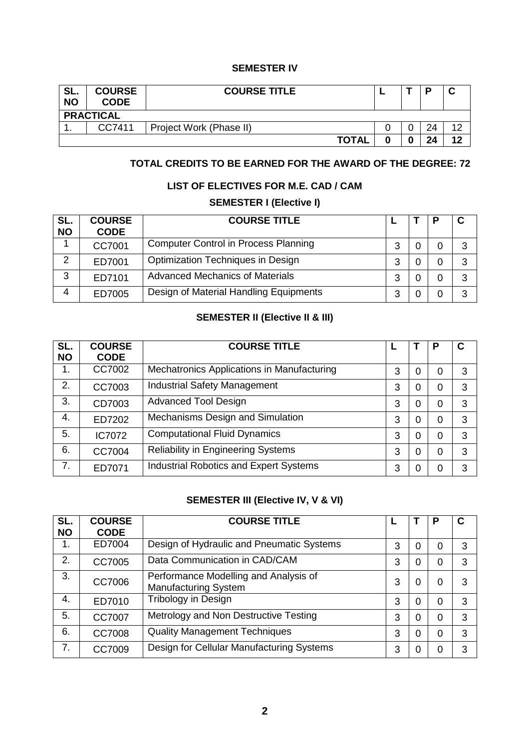**SEMESTER IV**

| SL. NO | COURSE CODE | COURSE TITLE | L | T | P | C |
|---|---|---|---|---|---|---|
| **PRACTICAL** | | | | | | |
| 1. | CC7411 | Project Work (Phase II) | 0 | 0 | 24 | 12 |
| | | **TOTAL** | **0** | **0** | **24** | **12** |

**TOTAL CREDITS TO BE EARNED FOR THE AWARD OF THE DEGREE: 72**

**LIST OF ELECTIVES FOR M.E. CAD / CAM**

**SEMESTER I (Elective I)**

| SL. NO | COURSE CODE | COURSE TITLE | L | T | P | C |
|---|---|---|---|---|---|---|
| 1 | CC7001 | Computer Control in Process Planning | 3 | 0 | 0 | 3 |
| 2 | ED7001 | Optimization Techniques in Design | 3 | 0 | 0 | 3 |
| 3 | ED7101 | Advanced Mechanics of Materials | 3 | 0 | 0 | 3 |
| 4 | ED7005 | Design of Material Handling Equipments | 3 | 0 | 0 | 3 |

**SEMESTER II (Elective II & III)**

| SL. NO | COURSE CODE | COURSE TITLE | L | T | P | C |
|---|---|---|---|---|---|---|
| 1. | CC7002 | Mechatronics Applications in Manufacturing | 3 | 0 | 0 | 3 |
| 2. | CC7003 | Industrial Safety Management | 3 | 0 | 0 | 3 |
| 3. | CD7003 | Advanced Tool Design | 3 | 0 | 0 | 3 |
| 4. | ED7202 | Mechanisms Design and Simulation | 3 | 0 | 0 | 3 |
| 5. | IC7072 | Computational Fluid Dynamics | 3 | 0 | 0 | 3 |
| 6. | CC7004 | Reliability in Engineering Systems | 3 | 0 | 0 | 3 |
| 7. | ED7071 | Industrial Robotics and Expert Systems | 3 | 0 | 0 | 3 |

**SEMESTER III (Elective IV, V & VI)**

| SL. NO | COURSE CODE | COURSE TITLE | L | T | P | C |
|---|---|---|---|---|---|---|
| 1. | ED7004 | Design of Hydraulic and Pneumatic Systems | 3 | 0 | 0 | 3 |
| 2. | CC7005 | Data Communication in CAD/CAM | 3 | 0 | 0 | 3 |
| 3. | CC7006 | Performance Modelling and Analysis of Manufacturing System | 3 | 0 | 0 | 3 |
| 4. | ED7010 | Tribology in Design | 3 | 0 | 0 | 3 |
| 5. | CC7007 | Metrology and Non Destructive Testing | 3 | 0 | 0 | 3 |
| 6. | CC7008 | Quality Management Techniques | 3 | 0 | 0 | 3 |
| 7. | CC7009 | Design for Cellular Manufacturing Systems | 3 | 0 | 0 | 3 |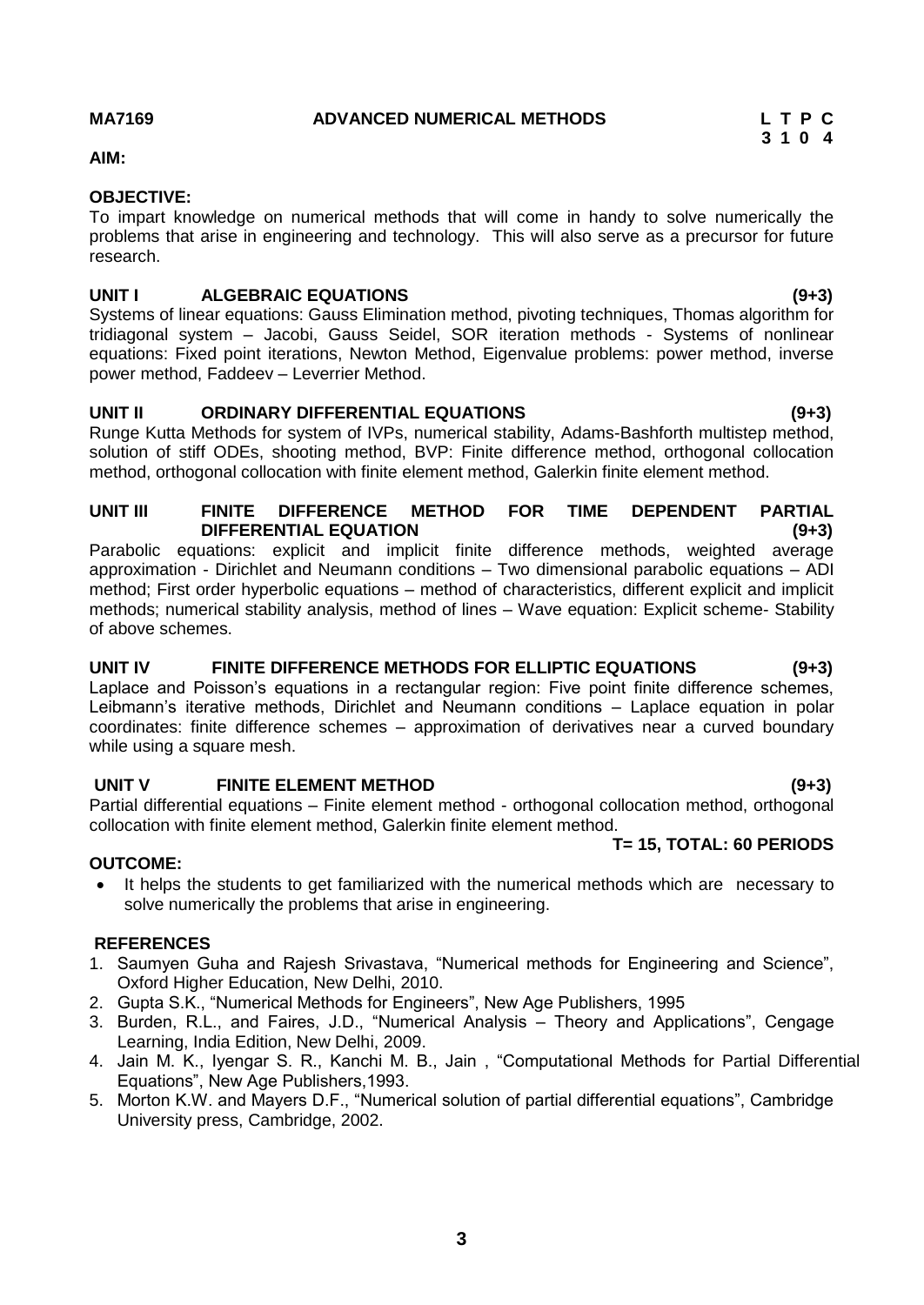**MA7169 ADVANCED NUMERICAL METHODS**

| L | T | P | C |
|---|---|---|---|
| 3 | 1 | 0 | 4 |

**AIM:**

**OBJECTIVE:**

To impart knowledge on numerical methods that will come in handy to solve numerically the problems that arise in engineering and technology. This will also serve as a precursor for future research.

**UNIT I ALGEBRAIC EQUATIONS (9+3)**

Systems of linear equations: Gauss Elimination method, pivoting techniques, Thomas algorithm for tridiagonal system – Jacobi, Gauss Seidel, SOR iteration methods - Systems of nonlinear equations: Fixed point iterations, Newton Method, Eigenvalue problems: power method, inverse power method, Faddeev – Leverrier Method.

**UNIT II ORDINARY DIFFERENTIAL EQUATIONS (9+3)**

Runge Kutta Methods for system of IVPs, numerical stability, Adams-Bashforth multistep method, solution of stiff ODEs, shooting method, BVP: Finite difference method, orthogonal collocation method, orthogonal collocation with finite element method, Galerkin finite element method.

**UNIT III FINITE DIFFERENCE METHOD FOR TIME DEPENDENT PARTIAL DIFFERENTIAL EQUATION (9+3)**

Parabolic equations: explicit and implicit finite difference methods, weighted average approximation - Dirichlet and Neumann conditions – Two dimensional parabolic equations – ADI method; First order hyperbolic equations – method of characteristics, different explicit and implicit methods; numerical stability analysis, method of lines – Wave equation: Explicit scheme- Stability of above schemes.

**UNIT IV FINITE DIFFERENCE METHODS FOR ELLIPTIC EQUATIONS (9+3)**

Laplace and Poisson's equations in a rectangular region: Five point finite difference schemes, Leibmann's iterative methods, Dirichlet and Neumann conditions – Laplace equation in polar coordinates: finite difference schemes – approximation of derivatives near a curved boundary while using a square mesh.

**UNIT V FINITE ELEMENT METHOD (9+3)**

Partial differential equations – Finite element method - orthogonal collocation method, orthogonal collocation with finite element method, Galerkin finite element method.

**T= 15, TOTAL: 60 PERIODS**

**OUTCOME:**

- It helps the students to get familiarized with the numerical methods which are necessary to solve numerically the problems that arise in engineering.

**REFERENCES**

1. Saumyen Guha and Rajesh Srivastava, "Numerical methods for Engineering and Science", Oxford Higher Education, New Delhi, 2010.
2. Gupta S.K., "Numerical Methods for Engineers", New Age Publishers, 1995
3. Burden, R.L., and Faires, J.D., "Numerical Analysis – Theory and Applications", Cengage Learning, India Edition, New Delhi, 2009.
4. Jain M. K., Iyengar S. R., Kanchi M. B., Jain , "Computational Methods for Partial Differential Equations", New Age Publishers,1993.
5. Morton K.W. and Mayers D.F., "Numerical solution of partial differential equations", Cambridge University press, Cambridge, 2002.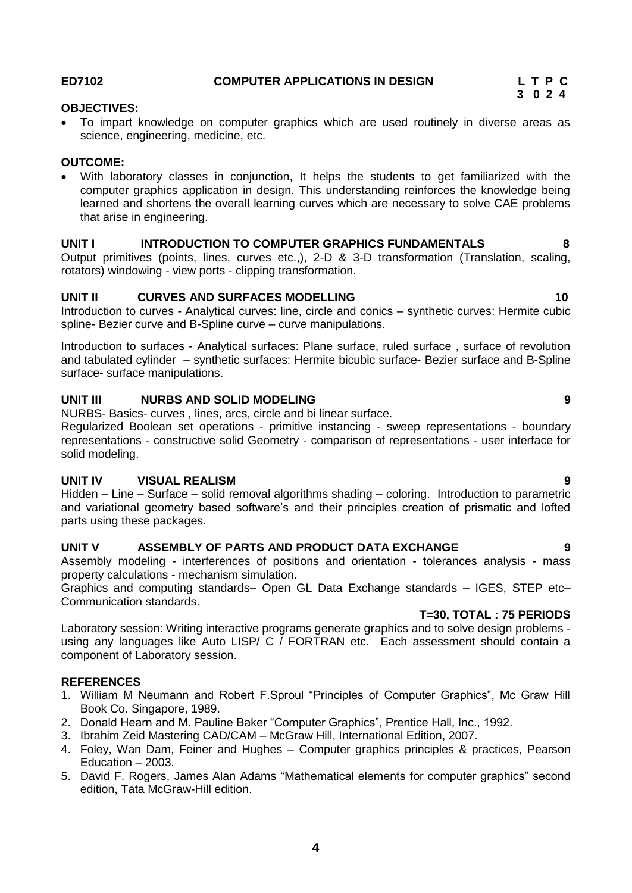**ED7102 COMPUTER APPLICATIONS IN DESIGN** **L T P C**
**3 0 2 4**

**OBJECTIVES:**

- To impart knowledge on computer graphics which are used routinely in diverse areas as science, engineering, medicine, etc.

**OUTCOME:**

- With laboratory classes in conjunction, It helps the students to get familiarized with the computer graphics application in design. This understanding reinforces the knowledge being learned and shortens the overall learning curves which are necessary to solve CAE problems that arise in engineering.

**UNIT I INTRODUCTION TO COMPUTER GRAPHICS FUNDAMENTALS 8**

Output primitives (points, lines, curves etc.,), 2-D & 3-D transformation (Translation, scaling, rotators) windowing - view ports - clipping transformation.

**UNIT II CURVES AND SURFACES MODELLING 10**

Introduction to curves - Analytical curves: line, circle and conics – synthetic curves: Hermite cubic spline- Bezier curve and B-Spline curve – curve manipulations.

Introduction to surfaces - Analytical surfaces: Plane surface, ruled surface , surface of revolution and tabulated cylinder – synthetic surfaces: Hermite bicubic surface- Bezier surface and B-Spline surface- surface manipulations.

**UNIT III NURBS AND SOLID MODELING 9**

NURBS- Basics- curves , lines, arcs, circle and bi linear surface.

Regularized Boolean set operations - primitive instancing - sweep representations - boundary representations - constructive solid Geometry - comparison of representations - user interface for solid modeling.

**UNIT IV VISUAL REALISM 9**

Hidden – Line – Surface – solid removal algorithms shading – coloring. Introduction to parametric and variational geometry based software's and their principles creation of prismatic and lofted parts using these packages.

**UNIT V ASSEMBLY OF PARTS AND PRODUCT DATA EXCHANGE 9**

Assembly modeling - interferences of positions and orientation - tolerances analysis - mass property calculations - mechanism simulation.

Graphics and computing standards– Open GL Data Exchange standards – IGES, STEP etc– Communication standards.

**T=30, TOTAL : 75 PERIODS**

Laboratory session: Writing interactive programs generate graphics and to solve design problems - using any languages like Auto LISP/ C / FORTRAN etc. Each assessment should contain a component of Laboratory session.

**REFERENCES**

1. William M Neumann and Robert F.Sproul "Principles of Computer Graphics", Mc Graw Hill Book Co. Singapore, 1989.
2. Donald Hearn and M. Pauline Baker "Computer Graphics", Prentice Hall, Inc., 1992.
3. Ibrahim Zeid Mastering CAD/CAM – McGraw Hill, International Edition, 2007.
4. Foley, Wan Dam, Feiner and Hughes – Computer graphics principles & practices, Pearson Education – 2003.
5. David F. Rogers, James Alan Adams "Mathematical elements for computer graphics" second edition, Tata McGraw-Hill edition.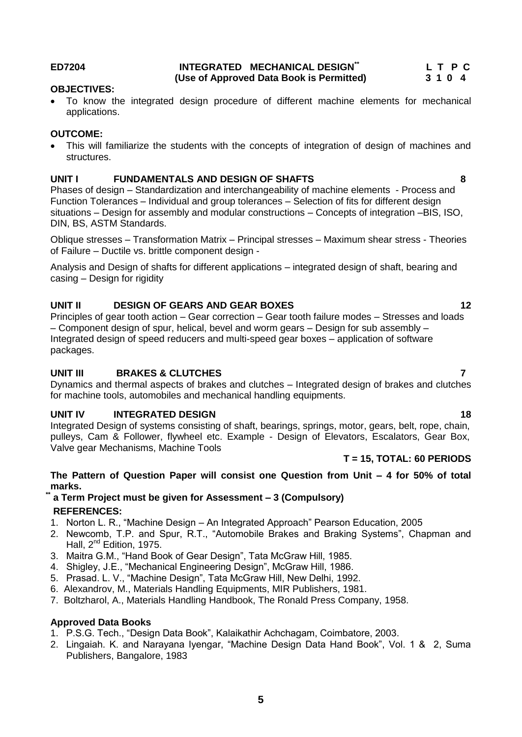**ED7204** **INTEGRATED MECHANICAL DESIGN**[**] **(Use of Approved Data Book is Permitted)** **L T P C 3 1 0 4**

**OBJECTIVES:**

- To know the integrated design procedure of different machine elements for mechanical applications.

**OUTCOME:**

- This will familiarize the students with the concepts of integration of design of machines and structures.

**UNIT I FUNDAMENTALS AND DESIGN OF SHAFTS 8**

Phases of design – Standardization and interchangeability of machine elements - Process and Function Tolerances – Individual and group tolerances – Selection of fits for different design situations – Design for assembly and modular constructions – Concepts of integration –BIS, ISO, DIN, BS, ASTM Standards.

Oblique stresses – Transformation Matrix – Principal stresses – Maximum shear stress - Theories of Failure – Ductile vs. brittle component design -

Analysis and Design of shafts for different applications – integrated design of shaft, bearing and casing – Design for rigidity

**UNIT II DESIGN OF GEARS AND GEAR BOXES 12**

Principles of gear tooth action – Gear correction – Gear tooth failure modes – Stresses and loads – Component design of spur, helical, bevel and worm gears – Design for sub assembly – Integrated design of speed reducers and multi-speed gear boxes – application of software packages.

**UNIT III BRAKES & CLUTCHES 7**

Dynamics and thermal aspects of brakes and clutches – Integrated design of brakes and clutches for machine tools, automobiles and mechanical handling equipments.

**UNIT IV INTEGRATED DESIGN 18**

Integrated Design of systems consisting of shaft, bearings, springs, motor, gears, belt, rope, chain, pulleys, Cam & Follower, flywheel etc. Example - Design of Elevators, Escalators, Gear Box, Valve gear Mechanisms, Machine Tools

**T = 15, TOTAL: 60 PERIODS**

**The Pattern of Question Paper will consist one Question from Unit – 4 for 50% of total marks.**

[**] **a Term Project must be given for Assessment – 3 (Compulsory)**

**REFERENCES:**

1. Norton L. R., "Machine Design – An Integrated Approach" Pearson Education, 2005
2. Newcomb, T.P. and Spur, R.T., "Automobile Brakes and Braking Systems", Chapman and Hall, 2nd Edition, 1975.
3. Maitra G.M., "Hand Book of Gear Design", Tata McGraw Hill, 1985.
4. Shigley, J.E., "Mechanical Engineering Design", McGraw Hill, 1986.
5. Prasad. L. V., "Machine Design", Tata McGraw Hill, New Delhi, 1992.
6. Alexandrov, M., Materials Handling Equipments, MIR Publishers, 1981.
7. Boltzharol, A., Materials Handling Handbook, The Ronald Press Company, 1958.

**Approved Data Books**

1. P.S.G. Tech., "Design Data Book", Kalaikathir Achchagam, Coimbatore, 2003.
2. Lingaiah. K. and Narayana Iyengar, "Machine Design Data Hand Book", Vol. 1 & 2, Suma Publishers, Bangalore, 1983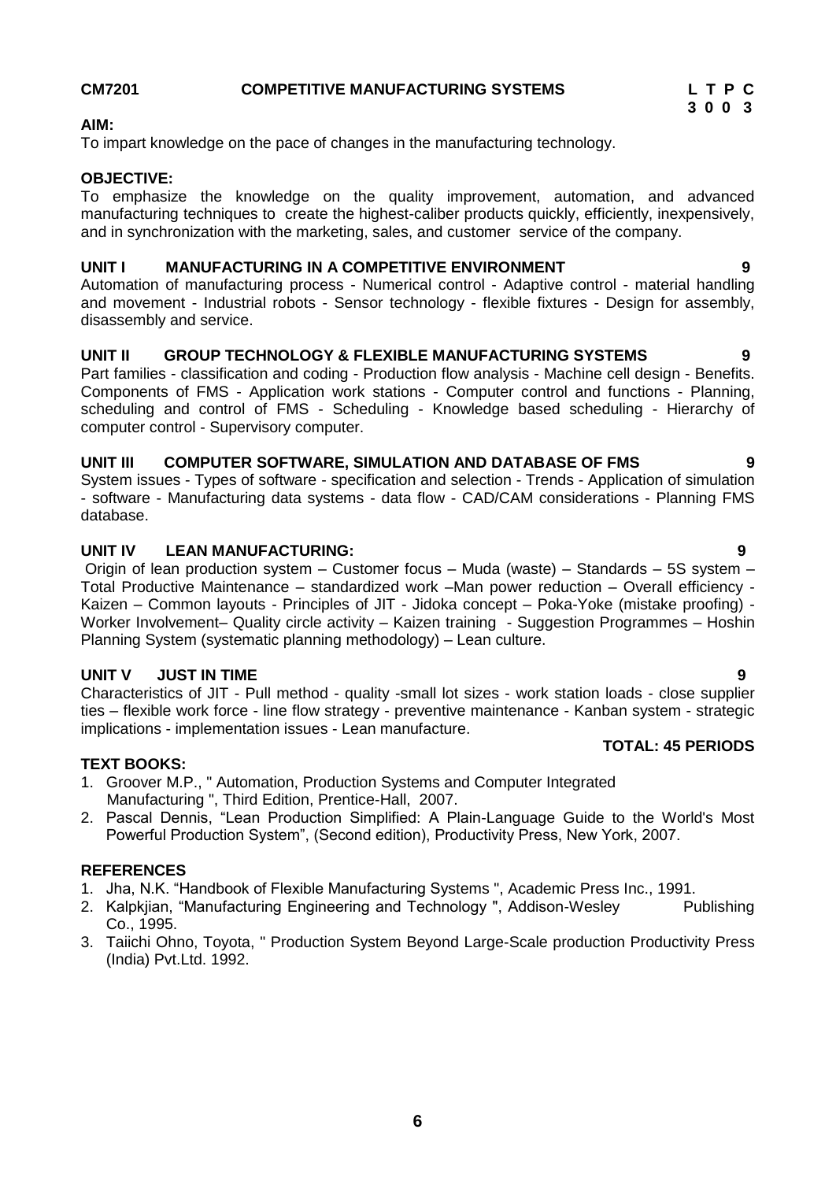**CM7201 COMPETITIVE MANUFACTURING SYSTEMS L T P C**
**3 0 0 3**

**AIM:**

To impart knowledge on the pace of changes in the manufacturing technology.

**OBJECTIVE:**

To emphasize the knowledge on the quality improvement, automation, and advanced manufacturing techniques to create the highest-caliber products quickly, efficiently, inexpensively, and in synchronization with the marketing, sales, and customer service of the company.

**UNIT I MANUFACTURING IN A COMPETITIVE ENVIRONMENT 9**

Automation of manufacturing process - Numerical control - Adaptive control - material handling and movement - Industrial robots - Sensor technology - flexible fixtures - Design for assembly, disassembly and service.

**UNIT II GROUP TECHNOLOGY & FLEXIBLE MANUFACTURING SYSTEMS 9**

Part families - classification and coding - Production flow analysis - Machine cell design - Benefits. Components of FMS - Application work stations - Computer control and functions - Planning, scheduling and control of FMS - Scheduling - Knowledge based scheduling - Hierarchy of computer control - Supervisory computer.

**UNIT III COMPUTER SOFTWARE, SIMULATION AND DATABASE OF FMS 9**

System issues - Types of software - specification and selection - Trends - Application of simulation - software - Manufacturing data systems - data flow - CAD/CAM considerations - Planning FMS database.

**UNIT IV LEAN MANUFACTURING: 9**

Origin of lean production system – Customer focus – Muda (waste) – Standards – 5S system – Total Productive Maintenance – standardized work –Man power reduction – Overall efficiency - Kaizen – Common layouts - Principles of JIT - Jidoka concept – Poka-Yoke (mistake proofing) - Worker Involvement– Quality circle activity – Kaizen training - Suggestion Programmes – Hoshin Planning System (systematic planning methodology) – Lean culture.

**UNIT V JUST IN TIME 9**

Characteristics of JIT - Pull method - quality -small lot sizes - work station loads - close supplier ties – flexible work force - line flow strategy - preventive maintenance - Kanban system - strategic implications - implementation issues - Lean manufacture.

**TOTAL: 45 PERIODS**

**TEXT BOOKS:**

1. Groover M.P., " Automation, Production Systems and Computer Integrated Manufacturing ", Third Edition, Prentice-Hall, 2007.
2. Pascal Dennis, "Lean Production Simplified: A Plain-Language Guide to the World's Most Powerful Production System", (Second edition), Productivity Press, New York, 2007.

**REFERENCES**

1. Jha, N.K. "Handbook of Flexible Manufacturing Systems ", Academic Press Inc., 1991.
2. Kalpkjian, "Manufacturing Engineering and Technology ", Addison-Wesley Publishing Co., 1995.
3. Taiichi Ohno, Toyota, " Production System Beyond Large-Scale production Productivity Press (India) Pvt.Ltd. 1992.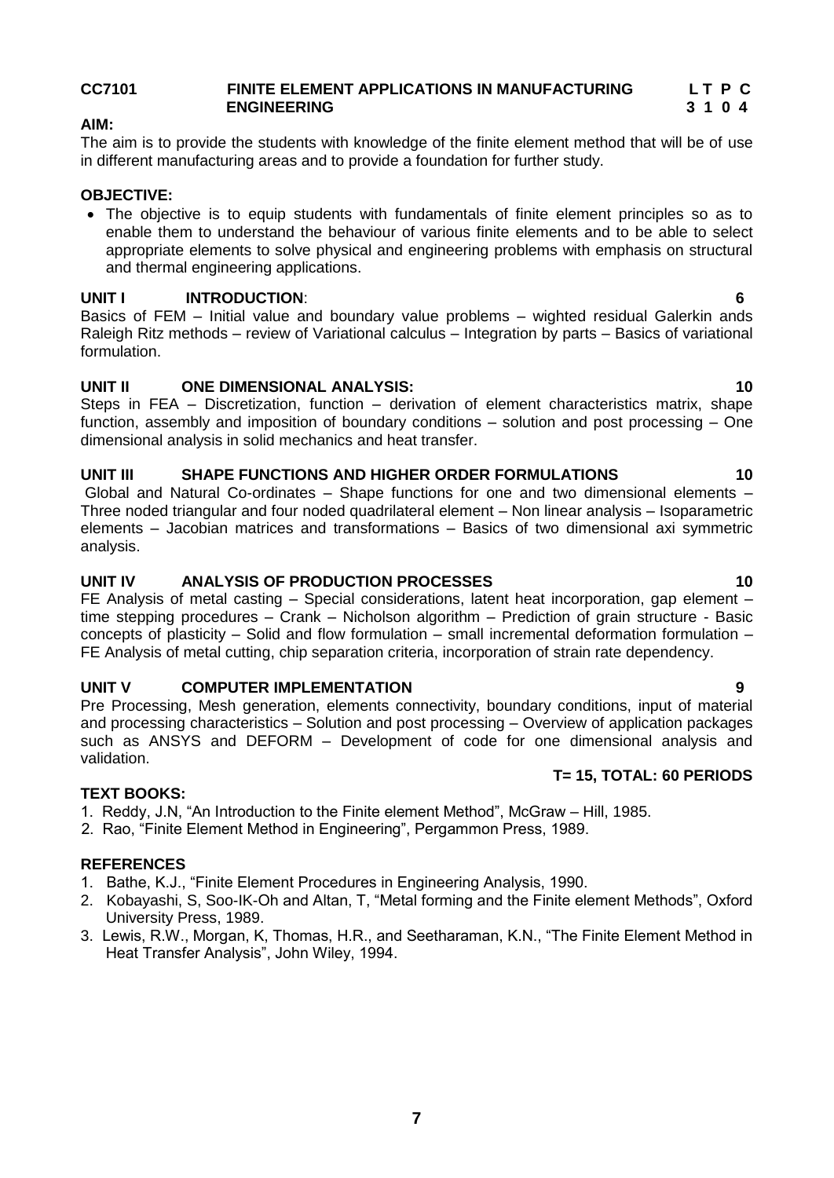**CC7101 FINITE ELEMENT APPLICATIONS IN MANUFACTURING ENGINEERING** **L T P C 3 1 0 4**

**AIM:**

The aim is to provide the students with knowledge of the finite element method that will be of use in different manufacturing areas and to provide a foundation for further study.

**OBJECTIVE:**

- The objective is to equip students with fundamentals of finite element principles so as to enable them to understand the behaviour of various finite elements and to be able to select appropriate elements to solve physical and engineering problems with emphasis on structural and thermal engineering applications.

**UNIT I INTRODUCTION: 6**

Basics of FEM – Initial value and boundary value problems – wighted residual Galerkin ands Raleigh Ritz methods – review of Variational calculus – Integration by parts – Basics of variational formulation.

**UNIT II ONE DIMENSIONAL ANALYSIS: 10**

Steps in FEA – Discretization, function – derivation of element characteristics matrix, shape function, assembly and imposition of boundary conditions – solution and post processing – One dimensional analysis in solid mechanics and heat transfer.

**UNIT III SHAPE FUNCTIONS AND HIGHER ORDER FORMULATIONS 10**

Global and Natural Co-ordinates – Shape functions for one and two dimensional elements – Three noded triangular and four noded quadrilateral element – Non linear analysis – Isoparametric elements – Jacobian matrices and transformations – Basics of two dimensional axi symmetric analysis.

**UNIT IV ANALYSIS OF PRODUCTION PROCESSES 10**

FE Analysis of metal casting – Special considerations, latent heat incorporation, gap element – time stepping procedures – Crank – Nicholson algorithm – Prediction of grain structure - Basic concepts of plasticity – Solid and flow formulation – small incremental deformation formulation – FE Analysis of metal cutting, chip separation criteria, incorporation of strain rate dependency.

**UNIT V COMPUTER IMPLEMENTATION 9**

Pre Processing, Mesh generation, elements connectivity, boundary conditions, input of material and processing characteristics – Solution and post processing – Overview of application packages such as ANSYS and DEFORM – Development of code for one dimensional analysis and validation.

**T= 15, TOTAL: 60 PERIODS**

**TEXT BOOKS:**

1. Reddy, J.N, "An Introduction to the Finite element Method", McGraw – Hill, 1985.
2. Rao, "Finite Element Method in Engineering", Pergammon Press, 1989.

**REFERENCES**

1. Bathe, K.J., "Finite Element Procedures in Engineering Analysis, 1990.
2. Kobayashi, S, Soo-IK-Oh and Altan, T, "Metal forming and the Finite element Methods", Oxford University Press, 1989.
3. Lewis, R.W., Morgan, K, Thomas, H.R., and Seetharaman, K.N., "The Finite Element Method in Heat Transfer Analysis", John Wiley, 1994.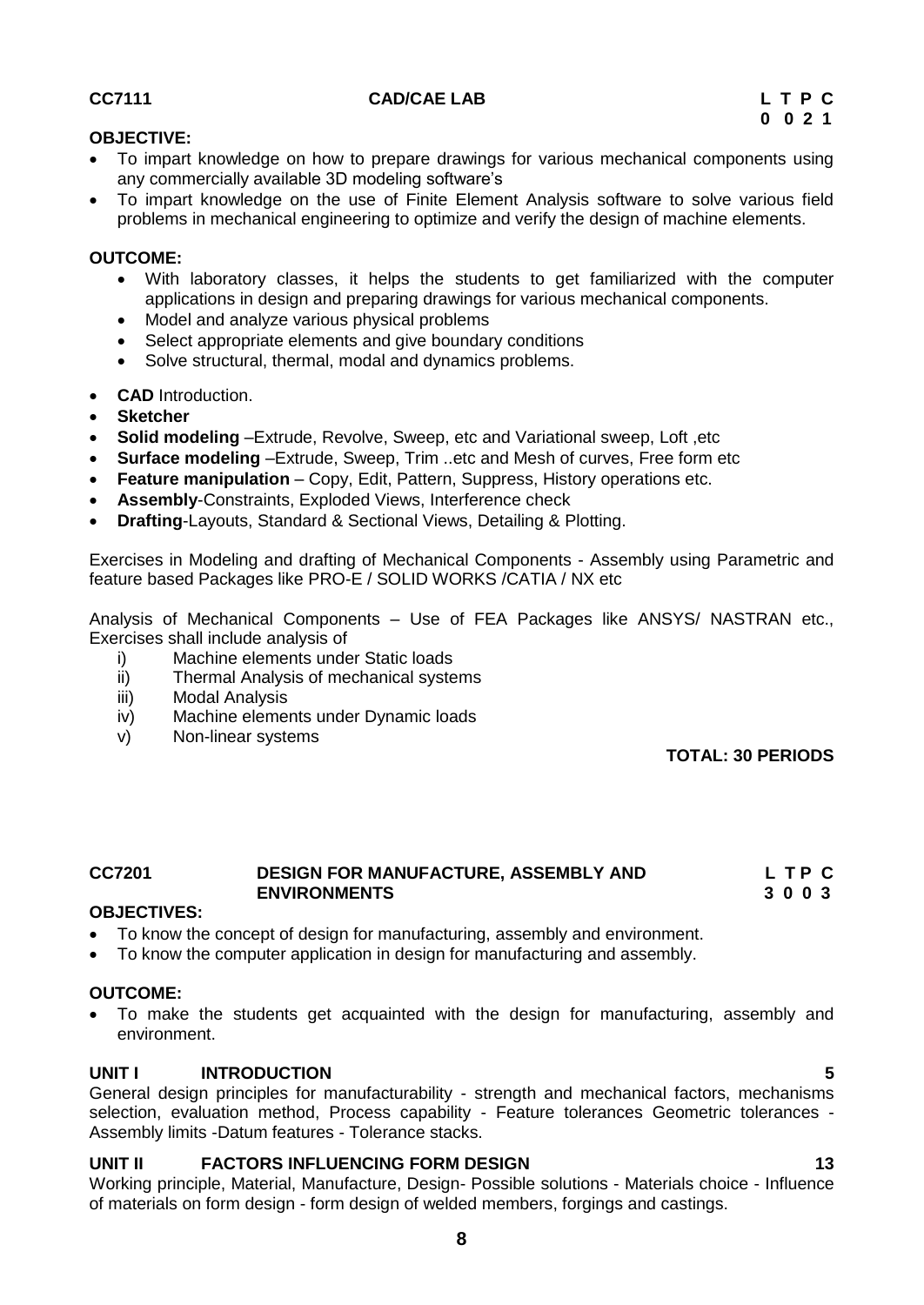**CC7111 CAD/CAE LAB**

| L | T | P | C |
|---|---|---|---|
| 0 | 0 | 2 | 1 |

**OBJECTIVE:**

- To impart knowledge on how to prepare drawings for various mechanical components using any commercially available 3D modeling software's
- To impart knowledge on the use of Finite Element Analysis software to solve various field problems in mechanical engineering to optimize and verify the design of machine elements.

**OUTCOME:**

- With laboratory classes, it helps the students to get familiarized with the computer applications in design and preparing drawings for various mechanical components.
- Model and analyze various physical problems
- Select appropriate elements and give boundary conditions
- Solve structural, thermal, modal and dynamics problems.

- **CAD** Introduction.
- **Sketcher**
- **Solid modeling** –Extrude, Revolve, Sweep, etc and Variational sweep, Loft ,etc
- **Surface modeling** –Extrude, Sweep, Trim ..etc and Mesh of curves, Free form etc
- **Feature manipulation** – Copy, Edit, Pattern, Suppress, History operations etc.
- **Assembly**-Constraints, Exploded Views, Interference check
- **Drafting**-Layouts, Standard & Sectional Views, Detailing & Plotting.

Exercises in Modeling and drafting of Mechanical Components - Assembly using Parametric and feature based Packages like PRO-E / SOLID WORKS /CATIA / NX etc

Analysis of Mechanical Components – Use of FEA Packages like ANSYS/ NASTRAN etc., Exercises shall include analysis of

i) Machine elements under Static loads
ii) Thermal Analysis of mechanical systems
iii) Modal Analysis
iv) Machine elements under Dynamic loads
v) Non-linear systems

**TOTAL: 30 PERIODS**

**CC7201 DESIGN FOR MANUFACTURE, ASSEMBLY AND ENVIRONMENTS**

| L | T | P | C |
|---|---|---|---|
| 3 | 0 | 0 | 3 |

**OBJECTIVES:**

- To know the concept of design for manufacturing, assembly and environment.
- To know the computer application in design for manufacturing and assembly.

**OUTCOME:**

- To make the students get acquainted with the design for manufacturing, assembly and environment.

**UNIT I INTRODUCTION 5**

General design principles for manufacturability - strength and mechanical factors, mechanisms selection, evaluation method, Process capability - Feature tolerances Geometric tolerances - Assembly limits -Datum features - Tolerance stacks.

**UNIT II FACTORS INFLUENCING FORM DESIGN 13**

Working principle, Material, Manufacture, Design- Possible solutions - Materials choice - Influence of materials on form design - form design of welded members, forgings and castings.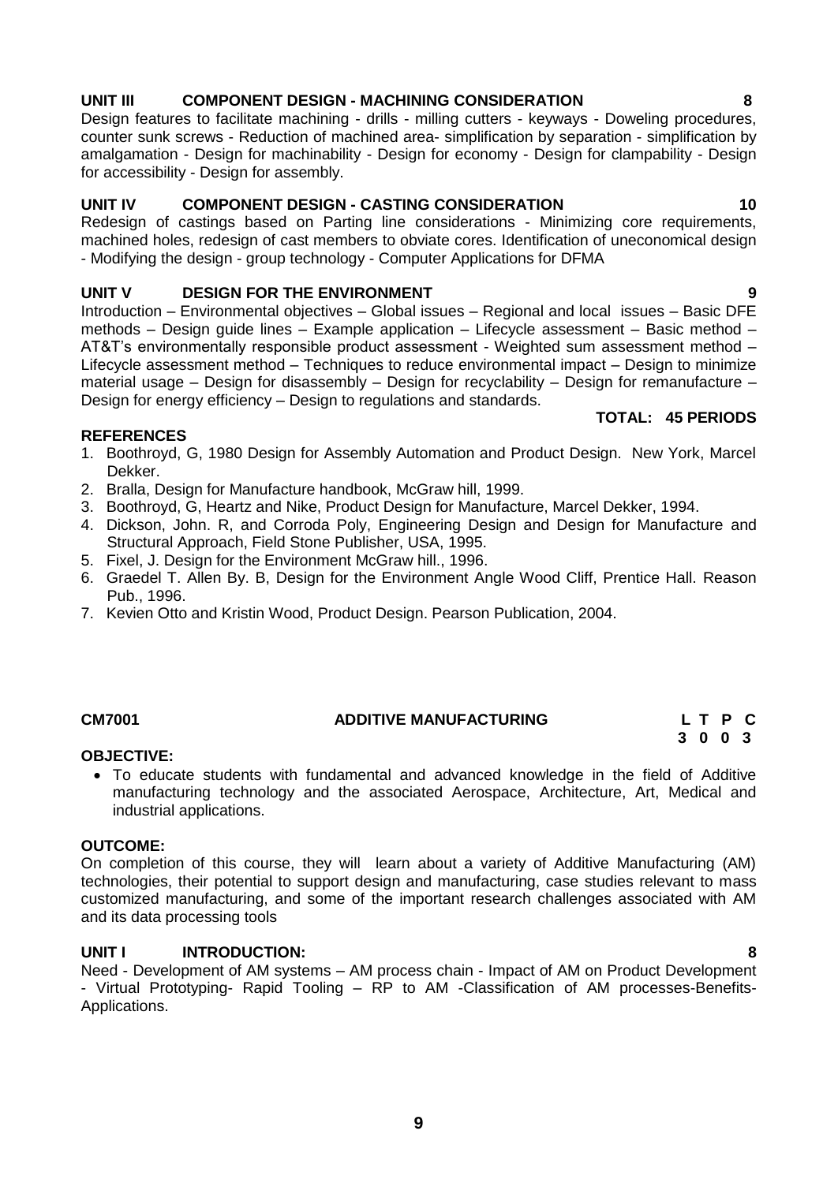**UNIT III COMPONENT DESIGN - MACHINING CONSIDERATION 8**

Design features to facilitate machining - drills - milling cutters - keyways - Doweling procedures, counter sunk screws - Reduction of machined area- simplification by separation - simplification by amalgamation - Design for machinability - Design for economy - Design for clampability - Design for accessibility - Design for assembly.

**UNIT IV COMPONENT DESIGN - CASTING CONSIDERATION 10**

Redesign of castings based on Parting line considerations - Minimizing core requirements, machined holes, redesign of cast members to obviate cores. Identification of uneconomical design - Modifying the design - group technology - Computer Applications for DFMA

**UNIT V DESIGN FOR THE ENVIRONMENT 9**

Introduction – Environmental objectives – Global issues – Regional and local issues – Basic DFE methods – Design guide lines – Example application – Lifecycle assessment – Basic method – AT&T's environmentally responsible product assessment - Weighted sum assessment method – Lifecycle assessment method – Techniques to reduce environmental impact – Design to minimize material usage – Design for disassembly – Design for recyclability – Design for remanufacture – Design for energy efficiency – Design to regulations and standards.

**TOTAL: 45 PERIODS**

**REFERENCES**

1. Boothroyd, G, 1980 Design for Assembly Automation and Product Design. New York, Marcel Dekker.
2. Bralla, Design for Manufacture handbook, McGraw hill, 1999.
3. Boothroyd, G, Heartz and Nike, Product Design for Manufacture, Marcel Dekker, 1994.
4. Dickson, John. R, and Corroda Poly, Engineering Design and Design for Manufacture and Structural Approach, Field Stone Publisher, USA, 1995.
5. Fixel, J. Design for the Environment McGraw hill., 1996.
6. Graedel T. Allen By. B, Design for the Environment Angle Wood Cliff, Prentice Hall. Reason Pub., 1996.
7. Kevien Otto and Kristin Wood, Product Design. Pearson Publication, 2004.

**CM7001 ADDITIVE MANUFACTURING**

| L | T | P | C |
|---|---|---|---|
| 3 | 0 | 0 | 3 |

**OBJECTIVE:**

- To educate students with fundamental and advanced knowledge in the field of Additive manufacturing technology and the associated Aerospace, Architecture, Art, Medical and industrial applications.

**OUTCOME:**

On completion of this course, they will learn about a variety of Additive Manufacturing (AM) technologies, their potential to support design and manufacturing, case studies relevant to mass customized manufacturing, and some of the important research challenges associated with AM and its data processing tools

**UNIT I INTRODUCTION: 8**

Need - Development of AM systems – AM process chain - Impact of AM on Product Development - Virtual Prototyping- Rapid Tooling – RP to AM -Classification of AM processes-Benefits- Applications.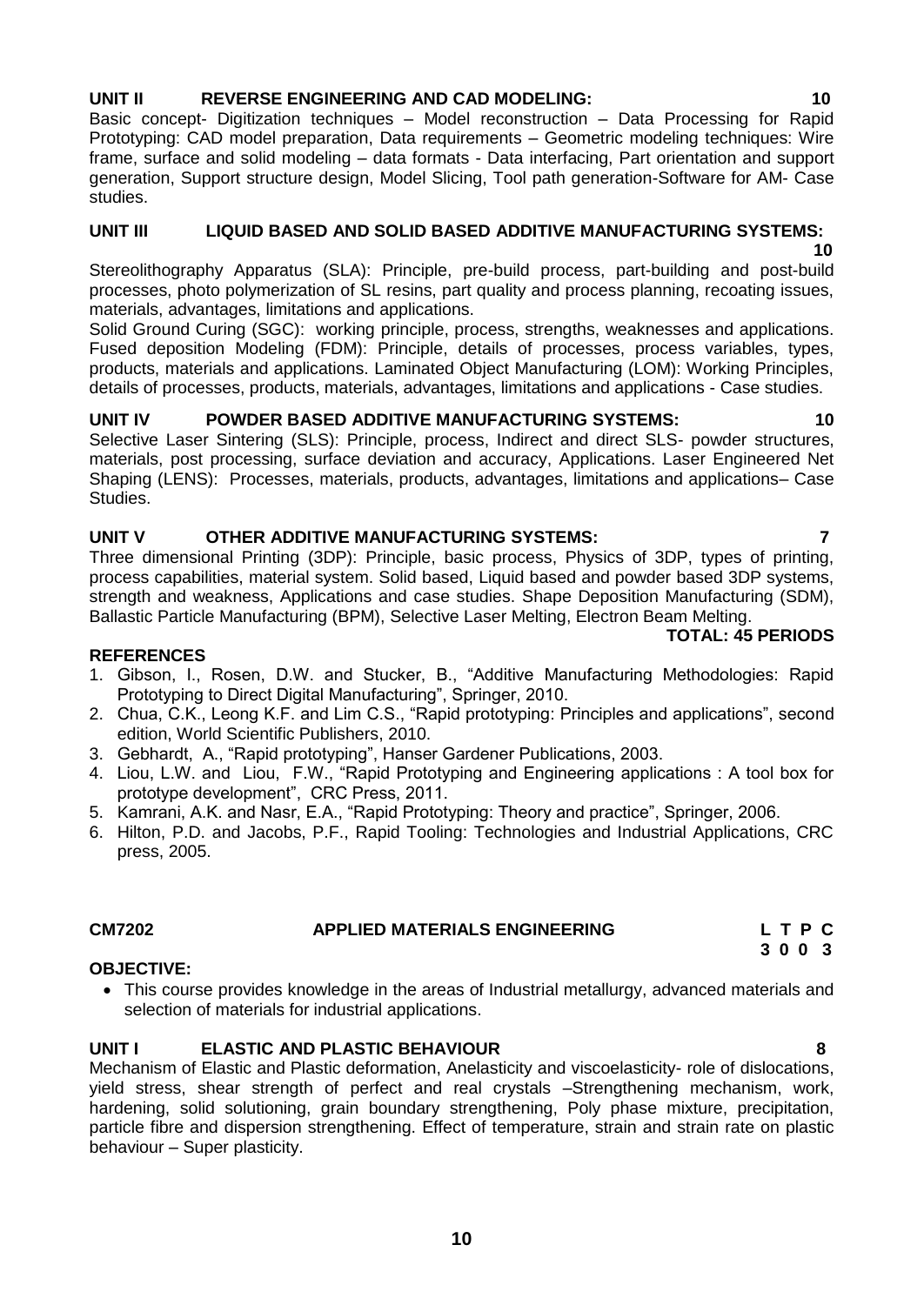### UNIT II REVERSE ENGINEERING AND CAD MODELING: 10

Basic concept- Digitization techniques – Model reconstruction – Data Processing for Rapid Prototyping: CAD model preparation, Data requirements – Geometric modeling techniques: Wire frame, surface and solid modeling – data formats - Data interfacing, Part orientation and support generation, Support structure design, Model Slicing, Tool path generation-Software for AM- Case studies.

### UNIT III LIQUID BASED AND SOLID BASED ADDITIVE MANUFACTURING SYSTEMS: 10

Stereolithography Apparatus (SLA): Principle, pre-build process, part-building and post-build processes, photo polymerization of SL resins, part quality and process planning, recoating issues, materials, advantages, limitations and applications.

Solid Ground Curing (SGC): working principle, process, strengths, weaknesses and applications. Fused deposition Modeling (FDM): Principle, details of processes, process variables, types, products, materials and applications. Laminated Object Manufacturing (LOM): Working Principles, details of processes, products, materials, advantages, limitations and applications - Case studies.

### UNIT IV POWDER BASED ADDITIVE MANUFACTURING SYSTEMS: 10

Selective Laser Sintering (SLS): Principle, process, Indirect and direct SLS- powder structures, materials, post processing, surface deviation and accuracy, Applications. Laser Engineered Net Shaping (LENS): Processes, materials, products, advantages, limitations and applications– Case Studies.

### UNIT V OTHER ADDITIVE MANUFACTURING SYSTEMS: 7

Three dimensional Printing (3DP): Principle, basic process, Physics of 3DP, types of printing, process capabilities, material system. Solid based, Liquid based and powder based 3DP systems, strength and weakness, Applications and case studies. Shape Deposition Manufacturing (SDM), Ballastic Particle Manufacturing (BPM), Selective Laser Melting, Electron Beam Melting.

**TOTAL: 45 PERIODS**

### REFERENCES

1. Gibson, I., Rosen, D.W. and Stucker, B., "Additive Manufacturing Methodologies: Rapid Prototyping to Direct Digital Manufacturing", Springer, 2010.
2. Chua, C.K., Leong K.F. and Lim C.S., "Rapid prototyping: Principles and applications", second edition, World Scientific Publishers, 2010.
3. Gebhardt, A., "Rapid prototyping", Hanser Gardener Publications, 2003.
4. Liou, L.W. and Liou, F.W., "Rapid Prototyping and Engineering applications : A tool box for prototype development", CRC Press, 2011.
5. Kamrani, A.K. and Nasr, E.A., "Rapid Prototyping: Theory and practice", Springer, 2006.
6. Hilton, P.D. and Jacobs, P.F., Rapid Tooling: Technologies and Industrial Applications, CRC press, 2005.

## CM7202 APPLIED MATERIALS ENGINEERING

| L | T | P | C |
|---|---|---|---|
| 3 | 0 | 0 | 3 |

### OBJECTIVE:

- This course provides knowledge in the areas of Industrial metallurgy, advanced materials and selection of materials for industrial applications.

### UNIT I ELASTIC AND PLASTIC BEHAVIOUR 8

Mechanism of Elastic and Plastic deformation, Anelasticity and viscoelasticity- role of dislocations, yield stress, shear strength of perfect and real crystals –Strengthening mechanism, work, hardening, solid solutioning, grain boundary strengthening, Poly phase mixture, precipitation, particle fibre and dispersion strengthening. Effect of temperature, strain and strain rate on plastic behaviour – Super plasticity.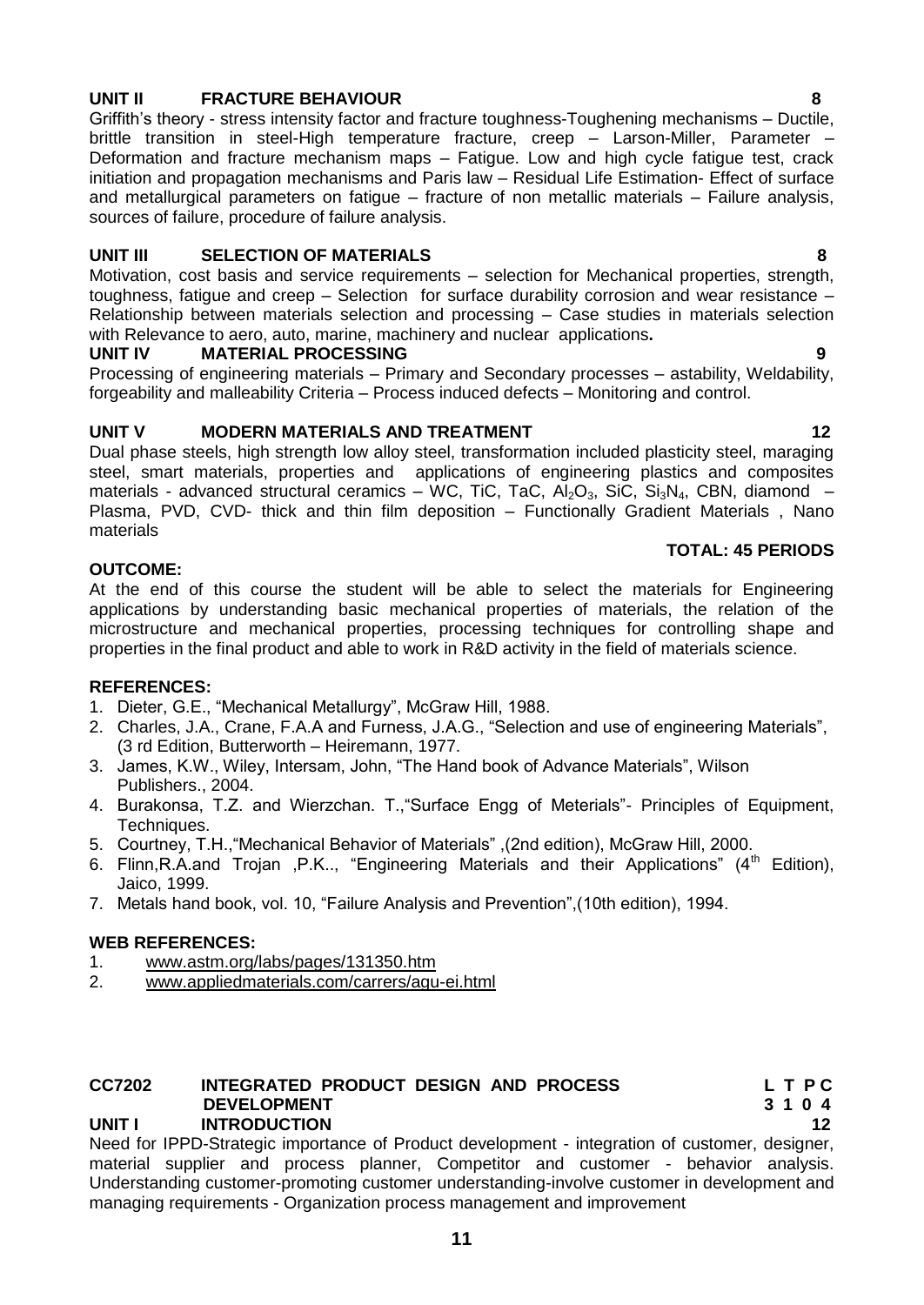**UNIT II FRACTURE BEHAVIOUR 8**

Griffith's theory - stress intensity factor and fracture toughness-Toughening mechanisms – Ductile, brittle transition in steel-High temperature fracture, creep – Larson-Miller, Parameter – Deformation and fracture mechanism maps – Fatigue. Low and high cycle fatigue test, crack initiation and propagation mechanisms and Paris law – Residual Life Estimation- Effect of surface and metallurgical parameters on fatigue – fracture of non metallic materials – Failure analysis, sources of failure, procedure of failure analysis.

**UNIT III SELECTION OF MATERIALS 8**

Motivation, cost basis and service requirements – selection for Mechanical properties, strength, toughness, fatigue and creep – Selection for surface durability corrosion and wear resistance – Relationship between materials selection and processing – Case studies in materials selection with Relevance to aero, auto, marine, machinery and nuclear applications**.**

**UNIT IV MATERIAL PROCESSING 9**

Processing of engineering materials – Primary and Secondary processes – astability, Weldability, forgeability and malleability Criteria – Process induced defects – Monitoring and control.

**UNIT V MODERN MATERIALS AND TREATMENT 12**

Dual phase steels, high strength low alloy steel, transformation included plasticity steel, maraging steel, smart materials, properties and applications of engineering plastics and composites materials - advanced structural ceramics – WC, TiC, TaC, $Al_2O_3$, SiC, $Si_3N_4$, CBN, diamond – Plasma, PVD, CVD- thick and thin film deposition – Functionally Gradient Materials , Nano materials

**TOTAL: 45 PERIODS**

**OUTCOME:**

At the end of this course the student will be able to select the materials for Engineering applications by understanding basic mechanical properties of materials, the relation of the microstructure and mechanical properties, processing techniques for controlling shape and properties in the final product and able to work in R&D activity in the field of materials science.

**REFERENCES:**

1. Dieter, G.E., "Mechanical Metallurgy", McGraw Hill, 1988.
2. Charles, J.A., Crane, F.A.A and Furness, J.A.G., "Selection and use of engineering Materials", (3 rd Edition, Butterworth – Heiremann, 1977.
3. James, K.W., Wiley, Intersam, John, "The Hand book of Advance Materials", Wilson Publishers., 2004.
4. Burakonsa, T.Z. and Wierzchan. T.,"Surface Engg of Meterials"- Principles of Equipment, Techniques.
5. Courtney, T.H.,"Mechanical Behavior of Materials" ,(2nd edition), McGraw Hill, 2000.
6. Flinn,R.A.and Trojan ,P.K.., "Engineering Materials and their Applications" (4th Edition), Jaico, 1999.
7. Metals hand book, vol. 10, "Failure Analysis and Prevention",(10th edition), 1994.

**WEB REFERENCES:**

1. www.astm.org/labs/pages/131350.htm
2. www.appliedmaterials.com/carrers/agu-ei.html

**CC7202 INTEGRATED PRODUCT DESIGN AND PROCESS DEVELOPMENT**

| L | T | P | C |
|---|---|---|---|
| 3 | 1 | 0 | 4 |

**UNIT I INTRODUCTION 12**

Need for IPPD-Strategic importance of Product development - integration of customer, designer, material supplier and process planner, Competitor and customer - behavior analysis. Understanding customer-promoting customer understanding-involve customer in development and managing requirements - Organization process management and improvement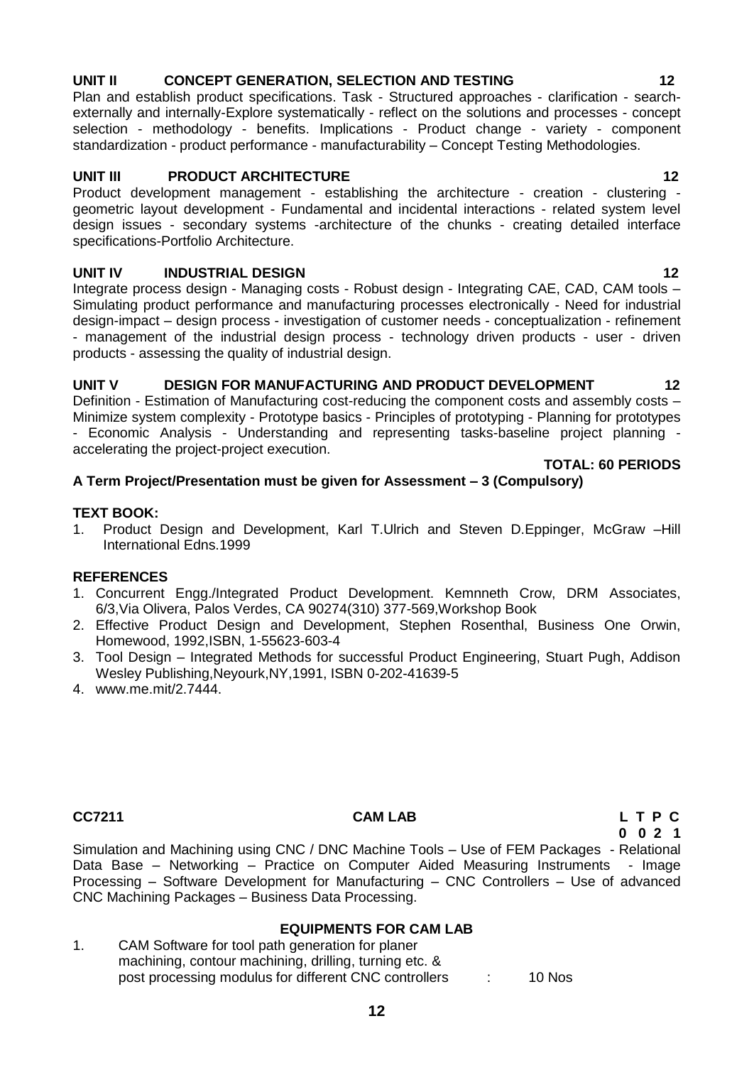**UNIT II CONCEPT GENERATION, SELECTION AND TESTING 12**

Plan and establish product specifications. Task - Structured approaches - clarification - search-externally and internally-Explore systematically - reflect on the solutions and processes - concept selection - methodology - benefits. Implications - Product change - variety - component standardization - product performance - manufacturability – Concept Testing Methodologies.

**UNIT III PRODUCT ARCHITECTURE 12**

Product development management - establishing the architecture - creation - clustering - geometric layout development - Fundamental and incidental interactions - related system level design issues - secondary systems -architecture of the chunks - creating detailed interface specifications-Portfolio Architecture.

**UNIT IV INDUSTRIAL DESIGN 12**

Integrate process design - Managing costs - Robust design - Integrating CAE, CAD, CAM tools – Simulating product performance and manufacturing processes electronically - Need for industrial design-impact – design process - investigation of customer needs - conceptualization - refinement - management of the industrial design process - technology driven products - user - driven products - assessing the quality of industrial design.

**UNIT V DESIGN FOR MANUFACTURING AND PRODUCT DEVELOPMENT 12**

Definition - Estimation of Manufacturing cost-reducing the component costs and assembly costs – Minimize system complexity - Prototype basics - Principles of prototyping - Planning for prototypes - Economic Analysis - Understanding and representing tasks-baseline project planning - accelerating the project-project execution.

**TOTAL: 60 PERIODS**

**A Term Project/Presentation must be given for Assessment – 3 (Compulsory)**

**TEXT BOOK:**

1. Product Design and Development, Karl T.Ulrich and Steven D.Eppinger, McGraw –Hill International Edns.1999

**REFERENCES**

1. Concurrent Engg./Integrated Product Development. Kemnneth Crow, DRM Associates, 6/3,Via Olivera, Palos Verdes, CA 90274(310) 377-569,Workshop Book
2. Effective Product Design and Development, Stephen Rosenthal, Business One Orwin, Homewood, 1992,ISBN, 1-55623-603-4
3. Tool Design – Integrated Methods for successful Product Engineering, Stuart Pugh, Addison Wesley Publishing,Neyourk,NY,1991, ISBN 0-202-41639-5
4. www.me.mit/2.7444.

**CC7211 CAM LAB L T P C**
**0 0 2 1**

Simulation and Machining using CNC / DNC Machine Tools – Use of FEM Packages - Relational Data Base – Networking – Practice on Computer Aided Measuring Instruments - Image Processing – Software Development for Manufacturing – CNC Controllers – Use of advanced CNC Machining Packages – Business Data Processing.

**EQUIPMENTS FOR CAM LAB**

1. CAM Software for tool path generation for planer machining, contour machining, drilling, turning etc. & post processing modulus for different CNC controllers : 10 Nos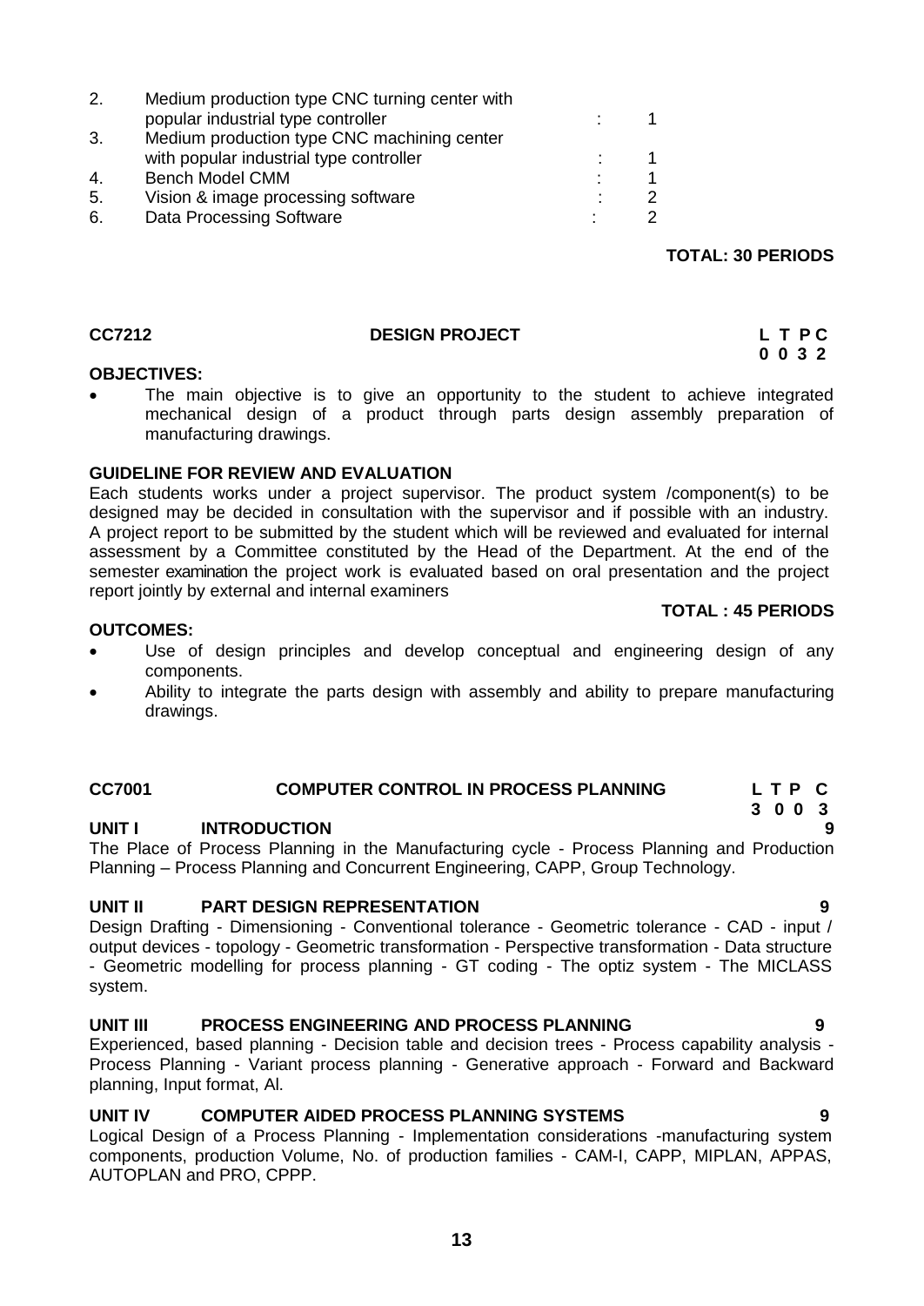| | | | |
|---|---|---|---|
| 2. | Medium production type CNC turning center with popular industrial type controller | : | 1 |
| 3. | Medium production type CNC machining center with popular industrial type controller | : | 1 |
| 4. | Bench Model CMM | : | 1 |
| 5. | Vision & image processing software | : | 2 |
| 6. | Data Processing Software | : | 2 |

**TOTAL: 30 PERIODS**

## CC7212 DESIGN PROJECT

**L T P C**
**0 0 3 2**

**OBJECTIVES:**

- The main objective is to give an opportunity to the student to achieve integrated mechanical design of a product through parts design assembly preparation of manufacturing drawings.

**GUIDELINE FOR REVIEW AND EVALUATION**

Each students works under a project supervisor. The product system /component(s) to be designed may be decided in consultation with the supervisor and if possible with an industry. A project report to be submitted by the student which will be reviewed and evaluated for internal assessment by a Committee constituted by the Head of the Department. At the end of the semester examination the project work is evaluated based on oral presentation and the project report jointly by external and internal examiners

**TOTAL : 45 PERIODS**

**OUTCOMES:**

- Use of design principles and develop conceptual and engineering design of any components.
- Ability to integrate the parts design with assembly and ability to prepare manufacturing drawings.

## CC7001 COMPUTER CONTROL IN PROCESS PLANNING

**L T P C**
**3 0 0 3**

**UNIT I INTRODUCTION 9**

The Place of Process Planning in the Manufacturing cycle - Process Planning and Production Planning – Process Planning and Concurrent Engineering, CAPP, Group Technology.

**UNIT II PART DESIGN REPRESENTATION 9**

Design Drafting - Dimensioning - Conventional tolerance - Geometric tolerance - CAD - input / output devices - topology - Geometric transformation - Perspective transformation - Data structure - Geometric modelling for process planning - GT coding - The optiz system - The MICLASS system.

**UNIT III PROCESS ENGINEERING AND PROCESS PLANNING 9**

Experienced, based planning - Decision table and decision trees - Process capability analysis - Process Planning - Variant process planning - Generative approach - Forward and Backward planning, Input format, Al.

**UNIT IV COMPUTER AIDED PROCESS PLANNING SYSTEMS 9**

Logical Design of a Process Planning - Implementation considerations -manufacturing system components, production Volume, No. of production families - CAM-I, CAPP, MIPLAN, APPAS, AUTOPLAN and PRO, CPPP.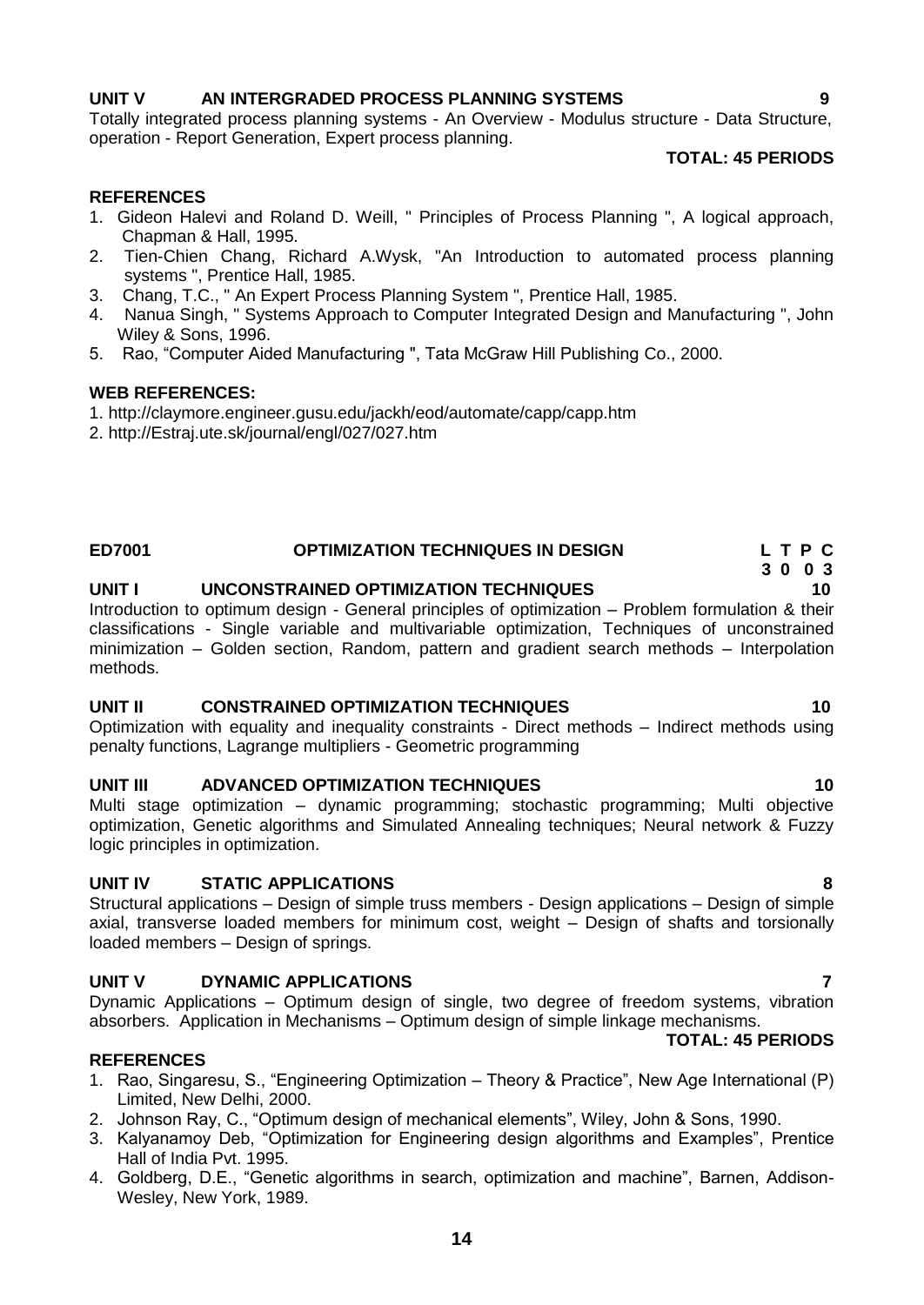**UNIT V AN INTERGRADED PROCESS PLANNING SYSTEMS 9**

Totally integrated process planning systems - An Overview - Modulus structure - Data Structure, operation - Report Generation, Expert process planning.

**TOTAL: 45 PERIODS**

**REFERENCES**

1. Gideon Halevi and Roland D. Weill, " Principles of Process Planning ", A logical approach, Chapman & Hall, 1995.
2. Tien-Chien Chang, Richard A.Wysk, "An Introduction to automated process planning systems ", Prentice Hall, 1985.
3. Chang, T.C., " An Expert Process Planning System ", Prentice Hall, 1985.
4. Nanua Singh, " Systems Approach to Computer Integrated Design and Manufacturing ", John Wiley & Sons, 1996.
5. Rao, "Computer Aided Manufacturing ", Tata McGraw Hill Publishing Co., 2000.

**WEB REFERENCES:**

1. http://claymore.engineer.gusu.edu/jackh/eod/automate/capp/capp.htm
2. http://Estraj.ute.sk/journal/engl/027/027.htm

## ED7001 OPTIMIZATION TECHNIQUES IN DESIGN

**L T P C**
**3 0 0 3**

**UNIT I UNCONSTRAINED OPTIMIZATION TECHNIQUES 10**

Introduction to optimum design - General principles of optimization – Problem formulation & their classifications - Single variable and multivariable optimization, Techniques of unconstrained minimization – Golden section, Random, pattern and gradient search methods – Interpolation methods.

**UNIT II CONSTRAINED OPTIMIZATION TECHNIQUES 10**

Optimization with equality and inequality constraints - Direct methods – Indirect methods using penalty functions, Lagrange multipliers - Geometric programming

**UNIT III ADVANCED OPTIMIZATION TECHNIQUES 10**

Multi stage optimization – dynamic programming; stochastic programming; Multi objective optimization, Genetic algorithms and Simulated Annealing techniques; Neural network & Fuzzy logic principles in optimization.

**UNIT IV STATIC APPLICATIONS 8**

Structural applications – Design of simple truss members - Design applications – Design of simple axial, transverse loaded members for minimum cost, weight – Design of shafts and torsionally loaded members – Design of springs.

**UNIT V DYNAMIC APPLICATIONS 7**

Dynamic Applications – Optimum design of single, two degree of freedom systems, vibration absorbers. Application in Mechanisms – Optimum design of simple linkage mechanisms.

**TOTAL: 45 PERIODS**

**REFERENCES**

1. Rao, Singaresu, S., "Engineering Optimization – Theory & Practice", New Age International (P) Limited, New Delhi, 2000.
2. Johnson Ray, C., "Optimum design of mechanical elements", Wiley, John & Sons, 1990.
3. Kalyanamoy Deb, "Optimization for Engineering design algorithms and Examples", Prentice Hall of India Pvt. 1995.
4. Goldberg, D.E., "Genetic algorithms in search, optimization and machine", Barnen, Addison-Wesley, New York, 1989.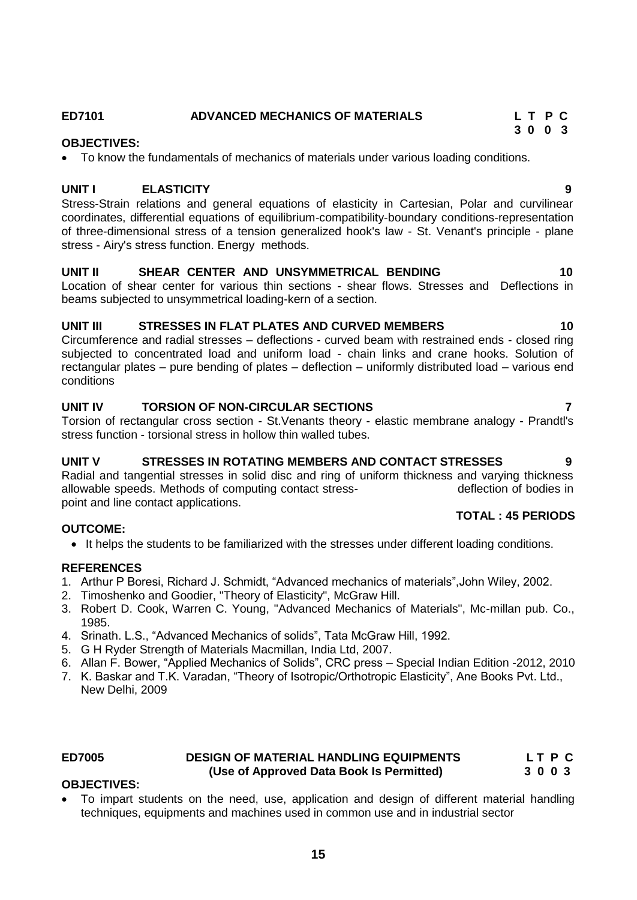## ED7101 ADVANCED MECHANICS OF MATERIALS

**L T P C**
**3 0 0 3**

**OBJECTIVES:**

- To know the fundamentals of mechanics of materials under various loading conditions.

**UNIT I ELASTICITY 9**

Stress-Strain relations and general equations of elasticity in Cartesian, Polar and curvilinear coordinates, differential equations of equilibrium-compatibility-boundary conditions-representation of three-dimensional stress of a tension generalized hook's law - St. Venant's principle - plane stress - Airy's stress function. Energy methods.

**UNIT II SHEAR CENTER AND UNSYMMETRICAL BENDING 10**

Location of shear center for various thin sections - shear flows. Stresses and Deflections in beams subjected to unsymmetrical loading-kern of a section.

**UNIT III STRESSES IN FLAT PLATES AND CURVED MEMBERS 10**

Circumference and radial stresses – deflections - curved beam with restrained ends - closed ring subjected to concentrated load and uniform load - chain links and crane hooks. Solution of rectangular plates – pure bending of plates – deflection – uniformly distributed load – various end conditions

**UNIT IV TORSION OF NON-CIRCULAR SECTIONS 7**

Torsion of rectangular cross section - St.Venants theory - elastic membrane analogy - Prandtl's stress function - torsional stress in hollow thin walled tubes.

**UNIT V STRESSES IN ROTATING MEMBERS AND CONTACT STRESSES 9**

Radial and tangential stresses in solid disc and ring of uniform thickness and varying thickness allowable speeds. Methods of computing contact stress- deflection of bodies in point and line contact applications.

**TOTAL : 45 PERIODS**

**OUTCOME:**

- It helps the students to be familiarized with the stresses under different loading conditions.

**REFERENCES**

1. Arthur P Boresi, Richard J. Schmidt, "Advanced mechanics of materials",John Wiley, 2002.
2. Timoshenko and Goodier, "Theory of Elasticity", McGraw Hill.
3. Robert D. Cook, Warren C. Young, "Advanced Mechanics of Materials", Mc-millan pub. Co., 1985.
4. Srinath. L.S., "Advanced Mechanics of solids", Tata McGraw Hill, 1992.
5. G H Ryder Strength of Materials Macmillan, India Ltd, 2007.
6. Allan F. Bower, "Applied Mechanics of Solids", CRC press – Special Indian Edition -2012, 2010
7. K. Baskar and T.K. Varadan, "Theory of Isotropic/Orthotropic Elasticity", Ane Books Pvt. Ltd., New Delhi, 2009

## ED7005 DESIGN OF MATERIAL HANDLING EQUIPMENTS (Use of Approved Data Book Is Permitted)

**L T P C**
**3 0 0 3**

**OBJECTIVES:**

- To impart students on the need, use, application and design of different material handling techniques, equipments and machines used in common use and in industrial sector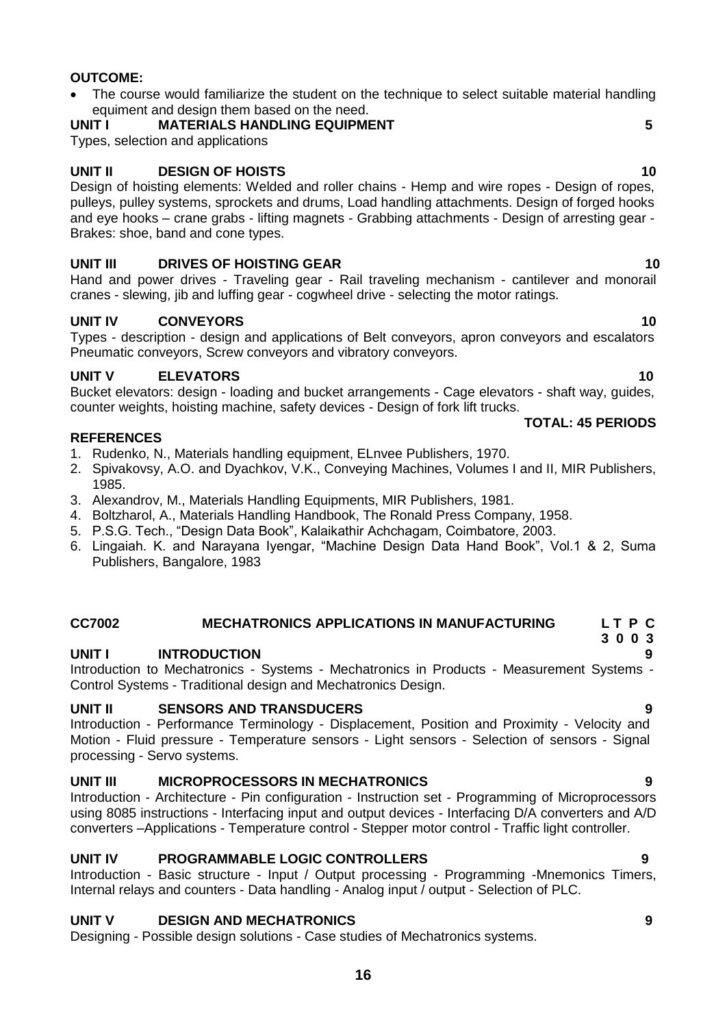**OUTCOME:**

- The course would familiarize the student on the technique to select suitable material handling equiment and design them based on the need.

**UNIT I MATERIALS HANDLING EQUIPMENT 5**

Types, selection and applications

**UNIT II DESIGN OF HOISTS 10**

Design of hoisting elements: Welded and roller chains - Hemp and wire ropes - Design of ropes, pulleys, pulley systems, sprockets and drums, Load handling attachments. Design of forged hooks and eye hooks – crane grabs - lifting magnets - Grabbing attachments - Design of arresting gear - Brakes: shoe, band and cone types.

**UNIT III DRIVES OF HOISTING GEAR 10**

Hand and power drives - Traveling gear - Rail traveling mechanism - cantilever and monorail cranes - slewing, jib and luffing gear - cogwheel drive - selecting the motor ratings.

**UNIT IV CONVEYORS 10**

Types - description - design and applications of Belt conveyors, apron conveyors and escalators Pneumatic conveyors, Screw conveyors and vibratory conveyors.

**UNIT V ELEVATORS 10**

Bucket elevators: design - loading and bucket arrangements - Cage elevators - shaft way, guides, counter weights, hoisting machine, safety devices - Design of fork lift trucks.

**TOTAL: 45 PERIODS**

**REFERENCES**

1. Rudenko, N., Materials handling equipment, ELnvee Publishers, 1970.
2. Spivakovsy, A.O. and Dyachkov, V.K., Conveying Machines, Volumes I and II, MIR Publishers, 1985.
3. Alexandrov, M., Materials Handling Equipments, MIR Publishers, 1981.
4. Boltzharol, A., Materials Handling Handbook, The Ronald Press Company, 1958.
5. P.S.G. Tech., "Design Data Book", Kalaikathir Achchagam, Coimbatore, 2003.
6. Lingaiah. K. and Narayana Iyengar, "Machine Design Data Hand Book", Vol.1 & 2, Suma Publishers, Bangalore, 1983

## CC7002 MECHATRONICS APPLICATIONS IN MANUFACTURING

**L T P C**
**3 0 0 3**

**UNIT I INTRODUCTION 9**

Introduction to Mechatronics - Systems - Mechatronics in Products - Measurement Systems - Control Systems - Traditional design and Mechatronics Design.

**UNIT II SENSORS AND TRANSDUCERS 9**

Introduction - Performance Terminology - Displacement, Position and Proximity - Velocity and Motion - Fluid pressure - Temperature sensors - Light sensors - Selection of sensors - Signal processing - Servo systems.

**UNIT III MICROPROCESSORS IN MECHATRONICS 9**

Introduction - Architecture - Pin configuration - Instruction set - Programming of Microprocessors using 8085 instructions - Interfacing input and output devices - Interfacing D/A converters and A/D converters –Applications - Temperature control - Stepper motor control - Traffic light controller.

**UNIT IV PROGRAMMABLE LOGIC CONTROLLERS 9**

Introduction - Basic structure - Input / Output processing - Programming -Mnemonics Timers, Internal relays and counters - Data handling - Analog input / output - Selection of PLC.

**UNIT V DESIGN AND MECHATRONICS 9**

Designing - Possible design solutions - Case studies of Mechatronics systems.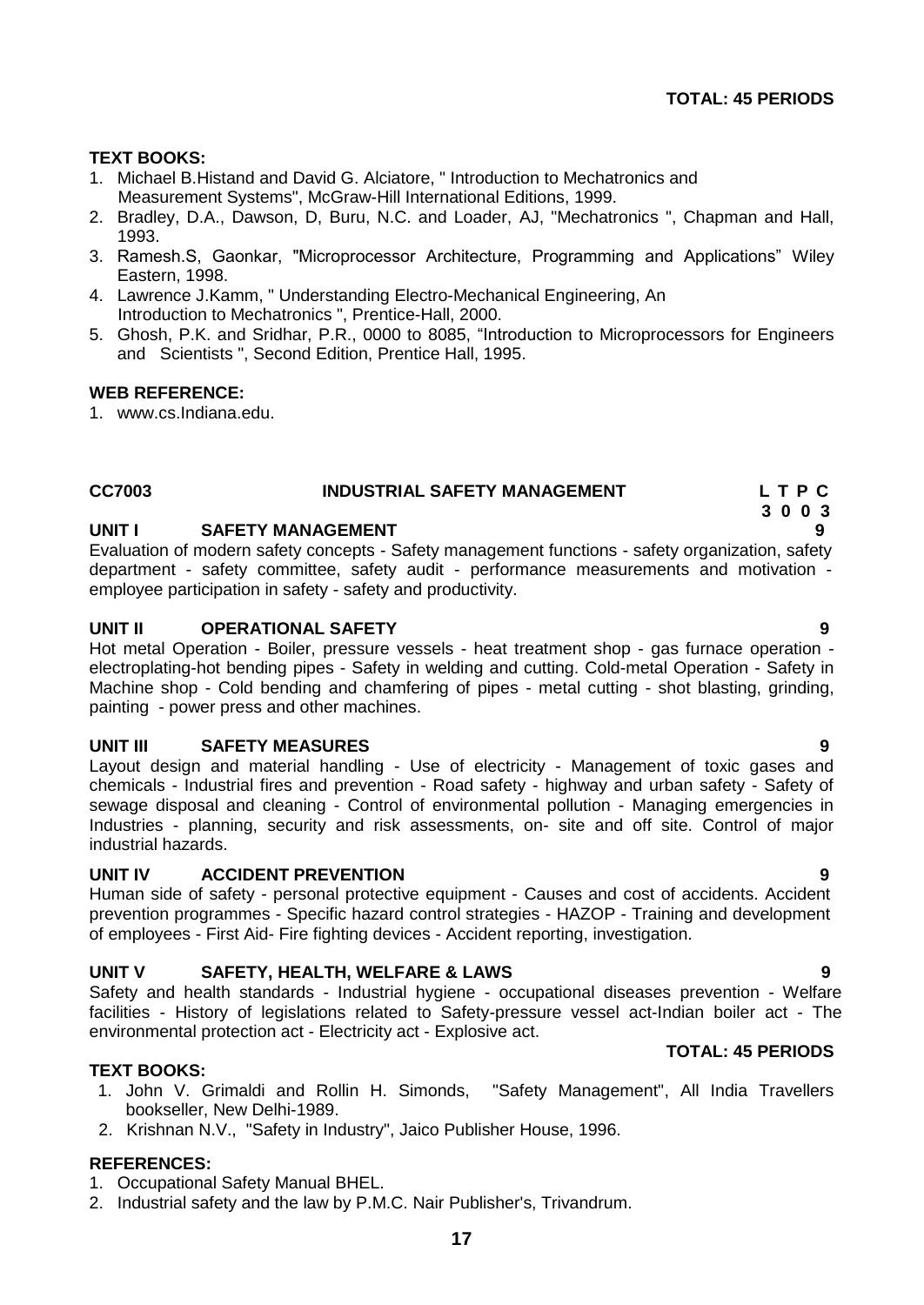**TOTAL: 45 PERIODS**

**TEXT BOOKS:**

1. Michael B.Histand and David G. Alciatore, " Introduction to Mechatronics and Measurement Systems", McGraw-Hill International Editions, 1999.
2. Bradley, D.A., Dawson, D, Buru, N.C. and Loader, AJ, "Mechatronics ", Chapman and Hall, 1993.
3. Ramesh.S, Gaonkar, "Microprocessor Architecture, Programming and Applications" Wiley Eastern, 1998.
4. Lawrence J.Kamm, " Understanding Electro-Mechanical Engineering, An Introduction to Mechatronics ", Prentice-Hall, 2000.
5. Ghosh, P.K. and Sridhar, P.R., 0000 to 8085, "Introduction to Microprocessors for Engineers and Scientists ", Second Edition, Prentice Hall, 1995.

**WEB REFERENCE:**

1. www.cs.Indiana.edu.

## CC7003 INDUSTRIAL SAFETY MANAGEMENT

**L T P C**
**3 0 0 3**

### UNIT I SAFETY MANAGEMENT 9

Evaluation of modern safety concepts - Safety management functions - safety organization, safety department - safety committee, safety audit - performance measurements and motivation - employee participation in safety - safety and productivity.

### UNIT II OPERATIONAL SAFETY 9

Hot metal Operation - Boiler, pressure vessels - heat treatment shop - gas furnace operation - electroplating-hot bending pipes - Safety in welding and cutting. Cold-metal Operation - Safety in Machine shop - Cold bending and chamfering of pipes - metal cutting - shot blasting, grinding, painting - power press and other machines.

### UNIT III SAFETY MEASURES 9

Layout design and material handling - Use of electricity - Management of toxic gases and chemicals - Industrial fires and prevention - Road safety - highway and urban safety - Safety of sewage disposal and cleaning - Control of environmental pollution - Managing emergencies in Industries - planning, security and risk assessments, on- site and off site. Control of major industrial hazards.

### UNIT IV ACCIDENT PREVENTION 9

Human side of safety - personal protective equipment - Causes and cost of accidents. Accident prevention programmes - Specific hazard control strategies - HAZOP - Training and development of employees - First Aid- Fire fighting devices - Accident reporting, investigation.

### UNIT V SAFETY, HEALTH, WELFARE & LAWS 9

Safety and health standards - Industrial hygiene - occupational diseases prevention - Welfare facilities - History of legislations related to Safety-pressure vessel act-Indian boiler act - The environmental protection act - Electricity act - Explosive act.

**TOTAL: 45 PERIODS**

**TEXT BOOKS:**

1. John V. Grimaldi and Rollin H. Simonds, "Safety Management", All India Travellers bookseller, New Delhi-1989.
2. Krishnan N.V., "Safety in Industry", Jaico Publisher House, 1996.

**REFERENCES:**

1. Occupational Safety Manual BHEL.
2. Industrial safety and the law by P.M.C. Nair Publisher's, Trivandrum.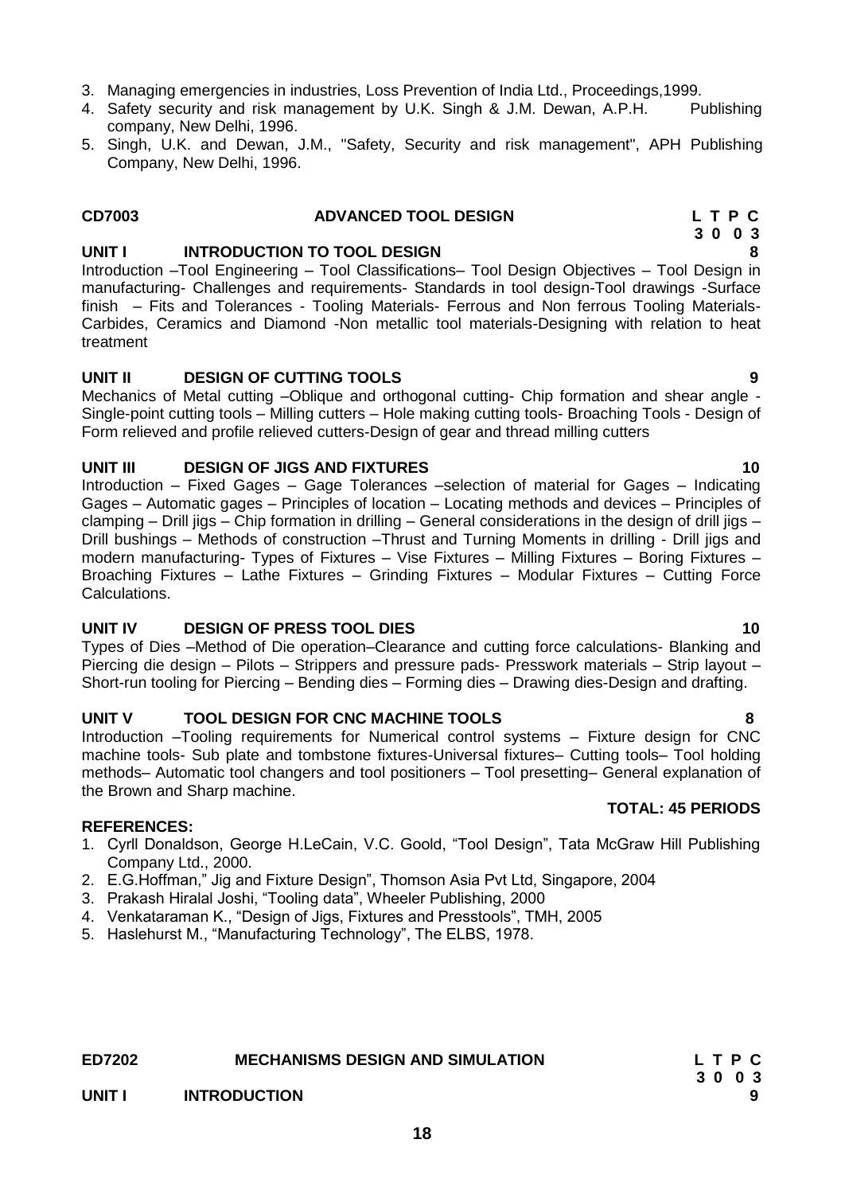3. Managing emergencies in industries, Loss Prevention of India Ltd., Proceedings,1999.
4. Safety security and risk management by U.K. Singh & J.M. Dewan, A.P.H. Publishing company, New Delhi, 1996.
5. Singh, U.K. and Dewan, J.M., "Safety, Security and risk management", APH Publishing Company, New Delhi, 1996.

## CD7003 ADVANCED TOOL DESIGN

**L T P C**
**3 0 0 3**

**UNIT I INTRODUCTION TO TOOL DESIGN 8**

Introduction –Tool Engineering – Tool Classifications– Tool Design Objectives – Tool Design in manufacturing- Challenges and requirements- Standards in tool design-Tool drawings -Surface finish – Fits and Tolerances - Tooling Materials- Ferrous and Non ferrous Tooling Materials- Carbides, Ceramics and Diamond -Non metallic tool materials-Designing with relation to heat treatment

**UNIT II DESIGN OF CUTTING TOOLS 9**

Mechanics of Metal cutting –Oblique and orthogonal cutting- Chip formation and shear angle - Single-point cutting tools – Milling cutters – Hole making cutting tools- Broaching Tools - Design of Form relieved and profile relieved cutters-Design of gear and thread milling cutters

**UNIT III DESIGN OF JIGS AND FIXTURES 10**

Introduction – Fixed Gages – Gage Tolerances –selection of material for Gages – Indicating Gages – Automatic gages – Principles of location – Locating methods and devices – Principles of clamping – Drill jigs – Chip formation in drilling – General considerations in the design of drill jigs – Drill bushings – Methods of construction –Thrust and Turning Moments in drilling - Drill jigs and modern manufacturing- Types of Fixtures – Vise Fixtures – Milling Fixtures – Boring Fixtures – Broaching Fixtures – Lathe Fixtures – Grinding Fixtures – Modular Fixtures – Cutting Force Calculations.

**UNIT IV DESIGN OF PRESS TOOL DIES 10**

Types of Dies –Method of Die operation–Clearance and cutting force calculations- Blanking and Piercing die design – Pilots – Strippers and pressure pads- Presswork materials – Strip layout – Short-run tooling for Piercing – Bending dies – Forming dies – Drawing dies-Design and drafting.

**UNIT V TOOL DESIGN FOR CNC MACHINE TOOLS 8**

Introduction –Tooling requirements for Numerical control systems – Fixture design for CNC machine tools- Sub plate and tombstone fixtures-Universal fixtures– Cutting tools– Tool holding methods– Automatic tool changers and tool positioners – Tool presetting– General explanation of the Brown and Sharp machine.

**TOTAL: 45 PERIODS**

**REFERENCES:**

1. Cyrll Donaldson, George H.LeCain, V.C. Goold, "Tool Design", Tata McGraw Hill Publishing Company Ltd., 2000.
2. E.G.Hoffman," Jig and Fixture Design", Thomson Asia Pvt Ltd, Singapore, 2004
3. Prakash Hiralal Joshi, "Tooling data", Wheeler Publishing, 2000
4. Venkataraman K., "Design of Jigs, Fixtures and Presstools", TMH, 2005
5. Haslehurst M., "Manufacturing Technology", The ELBS, 1978.

## ED7202 MECHANISMS DESIGN AND SIMULATION

**L T P C**
**3 0 0 3**

**UNIT I INTRODUCTION 9**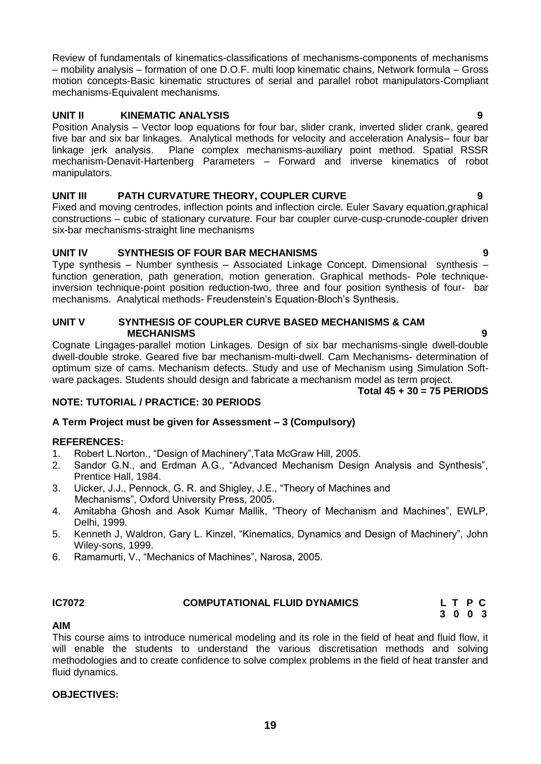Review of fundamentals of kinematics-classifications of mechanisms-components of mechanisms – mobility analysis – formation of one D.O.F. multi loop kinematic chains, Network formula – Gross motion concepts-Basic kinematic structures of serial and parallel robot manipulators-Compliant mechanisms-Equivalent mechanisms.

**UNIT II KINEMATIC ANALYSIS 9**

Position Analysis – Vector loop equations for four bar, slider crank, inverted slider crank, geared five bar and six bar linkages. Analytical methods for velocity and acceleration Analysis– four bar linkage jerk analysis. Plane complex mechanisms-auxiliary point method. Spatial RSSR mechanism-Denavit-Hartenberg Parameters – Forward and inverse kinematics of robot manipulators.

**UNIT III PATH CURVATURE THEORY, COUPLER CURVE 9**

Fixed and moving centrodes, inflection points and inflection circle. Euler Savary equation,graphical constructions – cubic of stationary curvature. Four bar coupler curve-cusp-crunode-coupler driven six-bar mechanisms-straight line mechanisms

**UNIT IV SYNTHESIS OF FOUR BAR MECHANISMS 9**

Type synthesis – Number synthesis – Associated Linkage Concept. Dimensional synthesis – function generation, path generation, motion generation. Graphical methods- Pole technique-inversion technique-point position reduction-two, three and four position synthesis of four- bar mechanisms. Analytical methods- Freudenstein's Equation-Bloch's Synthesis.

**UNIT V SYNTHESIS OF COUPLER CURVE BASED MECHANISMS & CAM MECHANISMS 9**

Cognate Lingages-parallel motion Linkages. Design of six bar mechanisms-single dwell-double dwell-double stroke. Geared five bar mechanism-multi-dwell. Cam Mechanisms- determination of optimum size of cams. Mechanism defects. Study and use of Mechanism using Simulation Soft-ware packages. Students should design and fabricate a mechanism model as term project.

**Total 45 + 30 = 75 PERIODS**

**NOTE: TUTORIAL / PRACTICE: 30 PERIODS**

**A Term Project must be given for Assessment – 3 (Compulsory)**

**REFERENCES:**

1. Robert L.Norton., "Design of Machinery",Tata McGraw Hill, 2005.
2. Sandor G.N., and Erdman A.G., "Advanced Mechanism Design Analysis and Synthesis", Prentice Hall, 1984.
3. Uicker, J.J., Pennock, G. R. and Shigley, J.E., "Theory of Machines and Mechanisms", Oxford University Press, 2005.
4. Amitabha Ghosh and Asok Kumar Mallik, "Theory of Mechanism and Machines", EWLP, Delhi, 1999.
5. Kenneth J, Waldron, Gary L. Kinzel, "Kinematics, Dynamics and Design of Machinery", John Wiley-sons, 1999.
6. Ramamurti, V., "Mechanics of Machines", Narosa, 2005.

## IC7072 COMPUTATIONAL FLUID DYNAMICS

| L | T | P | C |
|---|---|---|---|
| 3 | 0 | 0 | 3 |

**AIM**

This course aims to introduce numerical modeling and its role in the field of heat and fluid flow, it will enable the students to understand the various discretisation methods and solving methodologies and to create confidence to solve complex problems in the field of heat transfer and fluid dynamics.

**OBJECTIVES:**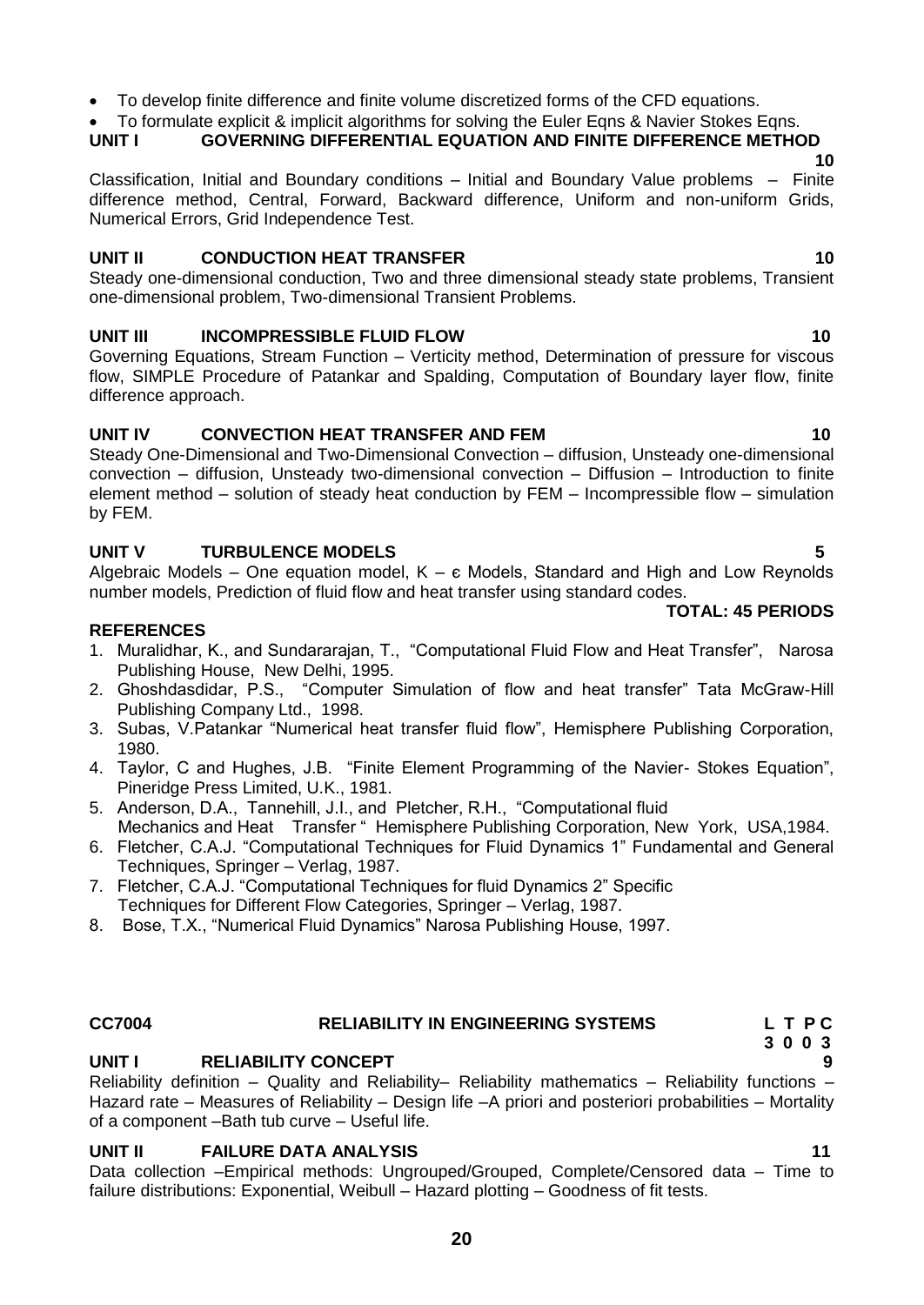- To develop finite difference and finite volume discretized forms of the CFD equations.
- To formulate explicit & implicit algorithms for solving the Euler Eqns & Navier Stokes Eqns.

**UNIT I GOVERNING DIFFERENTIAL EQUATION AND FINITE DIFFERENCE METHOD 10**

Classification, Initial and Boundary conditions – Initial and Boundary Value problems – Finite difference method, Central, Forward, Backward difference, Uniform and non-uniform Grids, Numerical Errors, Grid Independence Test.

**UNIT II CONDUCTION HEAT TRANSFER 10**

Steady one-dimensional conduction, Two and three dimensional steady state problems, Transient one-dimensional problem, Two-dimensional Transient Problems.

**UNIT III INCOMPRESSIBLE FLUID FLOW 10**

Governing Equations, Stream Function – Verticity method, Determination of pressure for viscous flow, SIMPLE Procedure of Patankar and Spalding, Computation of Boundary layer flow, finite difference approach.

**UNIT IV CONVECTION HEAT TRANSFER AND FEM 10**

Steady One-Dimensional and Two-Dimensional Convection – diffusion, Unsteady one-dimensional convection – diffusion, Unsteady two-dimensional convection – Diffusion – Introduction to finite element method – solution of steady heat conduction by FEM – Incompressible flow – simulation by FEM.

**UNIT V TURBULENCE MODELS 5**

Algebraic Models – One equation model, K – є Models, Standard and High and Low Reynolds number models, Prediction of fluid flow and heat transfer using standard codes.

**TOTAL: 45 PERIODS**

**REFERENCES**

1. Muralidhar, K., and Sundararajan, T., "Computational Fluid Flow and Heat Transfer", Narosa Publishing House, New Delhi, 1995.
2. Ghoshdasdidar, P.S., "Computer Simulation of flow and heat transfer" Tata McGraw-Hill Publishing Company Ltd., 1998.
3. Subas, V.Patankar "Numerical heat transfer fluid flow", Hemisphere Publishing Corporation, 1980.
4. Taylor, C and Hughes, J.B. "Finite Element Programming of the Navier- Stokes Equation", Pineridge Press Limited, U.K., 1981.
5. Anderson, D.A., Tannehill, J.I., and Pletcher, R.H., "Computational fluid Mechanics and Heat Transfer " Hemisphere Publishing Corporation, New York, USA,1984.
6. Fletcher, C.A.J. "Computational Techniques for Fluid Dynamics 1" Fundamental and General Techniques, Springer – Verlag, 1987.
7. Fletcher, C.A.J. "Computational Techniques for fluid Dynamics 2" Specific Techniques for Different Flow Categories, Springer – Verlag, 1987.
8. Bose, T.X., "Numerical Fluid Dynamics" Narosa Publishing House, 1997.

## CC7004 RELIABILITY IN ENGINEERING SYSTEMS

**L T P C**
**3 0 0 3**

**UNIT I RELIABILITY CONCEPT 9**

Reliability definition – Quality and Reliability– Reliability mathematics – Reliability functions – Hazard rate – Measures of Reliability – Design life –A priori and posteriori probabilities – Mortality of a component –Bath tub curve – Useful life.

**UNIT II FAILURE DATA ANALYSIS 11**

Data collection –Empirical methods: Ungrouped/Grouped, Complete/Censored data – Time to failure distributions: Exponential, Weibull – Hazard plotting – Goodness of fit tests.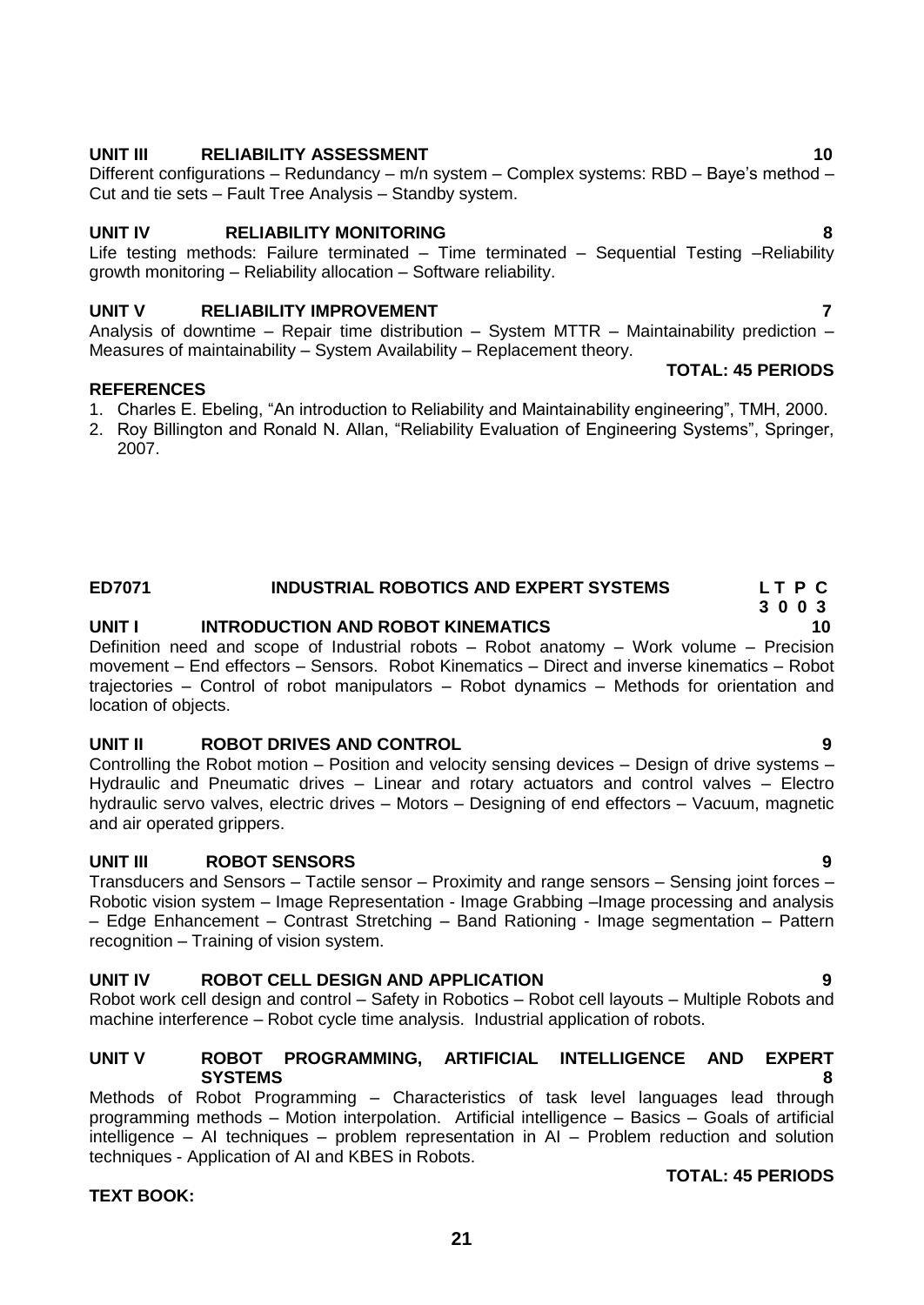**UNIT III RELIABILITY ASSESSMENT 10**

Different configurations – Redundancy – m/n system – Complex systems: RBD – Baye's method – Cut and tie sets – Fault Tree Analysis – Standby system.

**UNIT IV RELIABILITY MONITORING 8**

Life testing methods: Failure terminated – Time terminated – Sequential Testing –Reliability growth monitoring – Reliability allocation – Software reliability.

**UNIT V RELIABILITY IMPROVEMENT 7**

Analysis of downtime – Repair time distribution – System MTTR – Maintainability prediction – Measures of maintainability – System Availability – Replacement theory.

**TOTAL: 45 PERIODS**

**REFERENCES**

1. Charles E. Ebeling, "An introduction to Reliability and Maintainability engineering", TMH, 2000.
2. Roy Billington and Ronald N. Allan, "Reliability Evaluation of Engineering Systems", Springer, 2007.

## ED7071 INDUSTRIAL ROBOTICS AND EXPERT SYSTEMS

**L T P C**
**3 0 0 3**

**UNIT I INTRODUCTION AND ROBOT KINEMATICS 10**

Definition need and scope of Industrial robots – Robot anatomy – Work volume – Precision movement – End effectors – Sensors. Robot Kinematics – Direct and inverse kinematics – Robot trajectories – Control of robot manipulators – Robot dynamics – Methods for orientation and location of objects.

**UNIT II ROBOT DRIVES AND CONTROL 9**

Controlling the Robot motion – Position and velocity sensing devices – Design of drive systems – Hydraulic and Pneumatic drives – Linear and rotary actuators and control valves – Electro hydraulic servo valves, electric drives – Motors – Designing of end effectors – Vacuum, magnetic and air operated grippers.

**UNIT III ROBOT SENSORS 9**

Transducers and Sensors – Tactile sensor – Proximity and range sensors – Sensing joint forces – Robotic vision system – Image Representation - Image Grabbing –Image processing and analysis – Edge Enhancement – Contrast Stretching – Band Rationing - Image segmentation – Pattern recognition – Training of vision system.

**UNIT IV ROBOT CELL DESIGN AND APPLICATION 9**

Robot work cell design and control – Safety in Robotics – Robot cell layouts – Multiple Robots and machine interference – Robot cycle time analysis. Industrial application of robots.

**UNIT V ROBOT PROGRAMMING, ARTIFICIAL INTELLIGENCE AND EXPERT SYSTEMS 8**

Methods of Robot Programming – Characteristics of task level languages lead through programming methods – Motion interpolation. Artificial intelligence – Basics – Goals of artificial intelligence – AI techniques – problem representation in AI – Problem reduction and solution techniques - Application of AI and KBES in Robots.

**TOTAL: 45 PERIODS**

**TEXT BOOK:**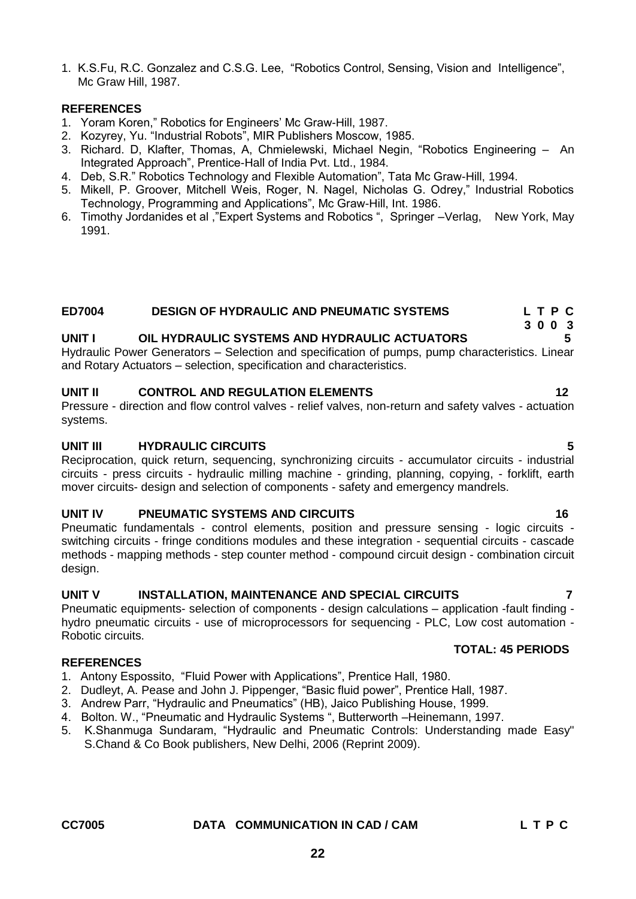1. K.S.Fu, R.C. Gonzalez and C.S.G. Lee, "Robotics Control, Sensing, Vision and Intelligence", Mc Graw Hill, 1987.

**REFERENCES**

1. Yoram Koren," Robotics for Engineers' Mc Graw-Hill, 1987.
2. Kozyrey, Yu. "Industrial Robots", MIR Publishers Moscow, 1985.
3. Richard. D, Klafter, Thomas, A, Chmielewski, Michael Negin, "Robotics Engineering – An Integrated Approach", Prentice-Hall of India Pvt. Ltd., 1984.
4. Deb, S.R." Robotics Technology and Flexible Automation", Tata Mc Graw-Hill, 1994.
5. Mikell, P. Groover, Mitchell Weis, Roger, N. Nagel, Nicholas G. Odrey," Industrial Robotics Technology, Programming and Applications", Mc Graw-Hill, Int. 1986.
6. Timothy Jordanides et al ,"Expert Systems and Robotics ", Springer –Verlag, New York, May 1991.

## ED7004 DESIGN OF HYDRAULIC AND PNEUMATIC SYSTEMS — L T P C 3 0 0 3

**UNIT I OIL HYDRAULIC SYSTEMS AND HYDRAULIC ACTUATORS — 5**

Hydraulic Power Generators – Selection and specification of pumps, pump characteristics. Linear and Rotary Actuators – selection, specification and characteristics.

**UNIT II CONTROL AND REGULATION ELEMENTS — 12**

Pressure - direction and flow control valves - relief valves, non-return and safety valves - actuation systems.

**UNIT III HYDRAULIC CIRCUITS — 5**

Reciprocation, quick return, sequencing, synchronizing circuits - accumulator circuits - industrial circuits - press circuits - hydraulic milling machine - grinding, planning, copying, - forklift, earth mover circuits- design and selection of components - safety and emergency mandrels.

**UNIT IV PNEUMATIC SYSTEMS AND CIRCUITS — 16**

Pneumatic fundamentals - control elements, position and pressure sensing - logic circuits - switching circuits - fringe conditions modules and these integration - sequential circuits - cascade methods - mapping methods - step counter method - compound circuit design - combination circuit design.

**UNIT V INSTALLATION, MAINTENANCE AND SPECIAL CIRCUITS — 7**

Pneumatic equipments- selection of components - design calculations – application -fault finding - hydro pneumatic circuits - use of microprocessors for sequencing - PLC, Low cost automation - Robotic circuits.

**TOTAL: 45 PERIODS**

**REFERENCES**

1. Antony Espossito, "Fluid Power with Applications", Prentice Hall, 1980.
2. Dudleyt, A. Pease and John J. Pippenger, "Basic fluid power", Prentice Hall, 1987.
3. Andrew Parr, "Hydraulic and Pneumatics" (HB), Jaico Publishing House, 1999.
4. Bolton. W., "Pneumatic and Hydraulic Systems ", Butterworth –Heinemann, 1997.
5. K.Shanmuga Sundaram, "Hydraulic and Pneumatic Controls: Understanding made Easy" S.Chand & Co Book publishers, New Delhi, 2006 (Reprint 2009).

## CC7005 DATA COMMUNICATION IN CAD / CAM — L T P C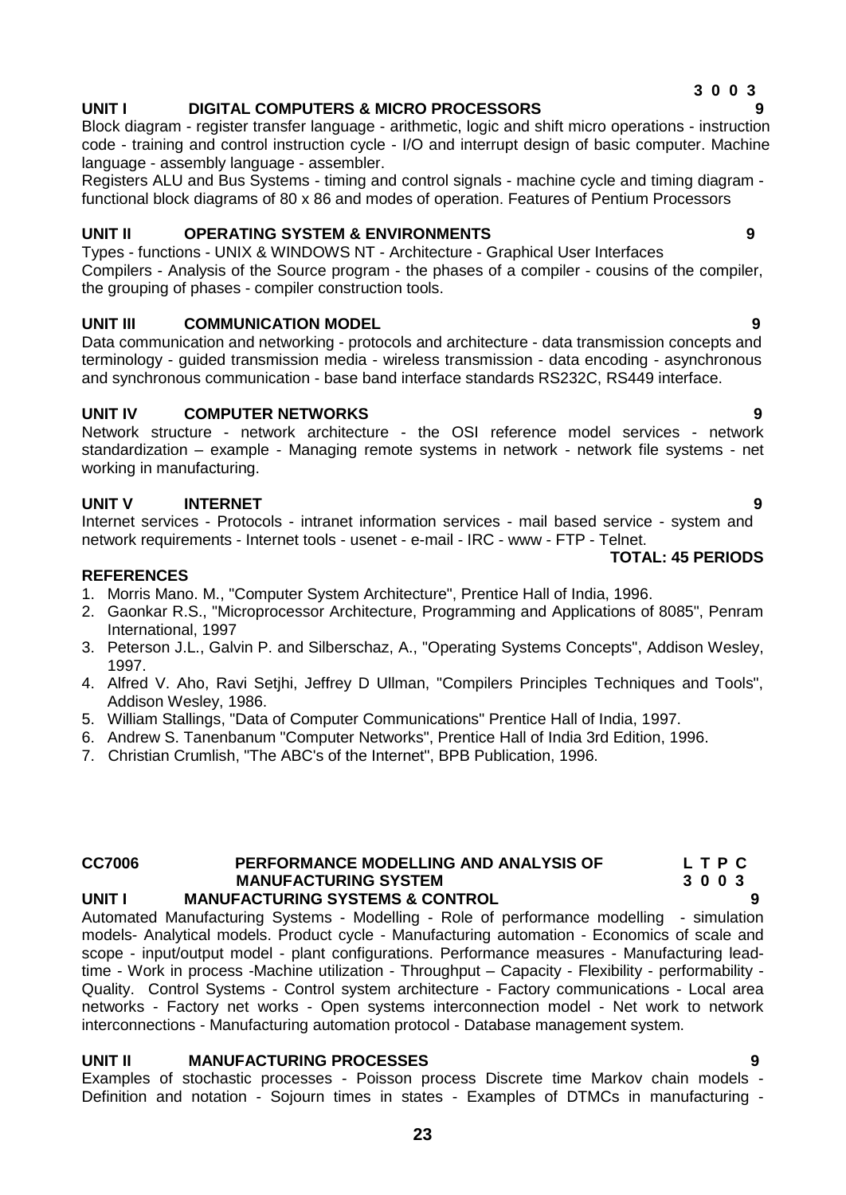**3 0 0 3**

**UNIT I DIGITAL COMPUTERS & MICRO PROCESSORS 9**

Block diagram - register transfer language - arithmetic, logic and shift micro operations - instruction code - training and control instruction cycle - I/O and interrupt design of basic computer. Machine language - assembly language - assembler.

Registers ALU and Bus Systems - timing and control signals - machine cycle and timing diagram - functional block diagrams of 80 x 86 and modes of operation. Features of Pentium Processors

**UNIT II OPERATING SYSTEM & ENVIRONMENTS 9**

Types - functions - UNIX & WINDOWS NT - Architecture - Graphical User Interfaces
Compilers - Analysis of the Source program - the phases of a compiler - cousins of the compiler, the grouping of phases - compiler construction tools.

**UNIT III COMMUNICATION MODEL 9**

Data communication and networking - protocols and architecture - data transmission concepts and terminology - guided transmission media - wireless transmission - data encoding - asynchronous and synchronous communication - base band interface standards RS232C, RS449 interface.

**UNIT IV COMPUTER NETWORKS 9**

Network structure - network architecture - the OSI reference model services - network standardization – example - Managing remote systems in network - network file systems - net working in manufacturing.

**UNIT V INTERNET 9**

Internet services - Protocols - intranet information services - mail based service - system and network requirements - Internet tools - usenet - e-mail - IRC - www - FTP - Telnet.

**TOTAL: 45 PERIODS**

**REFERENCES**

1. Morris Mano. M., "Computer System Architecture", Prentice Hall of India, 1996.
2. Gaonkar R.S., "Microprocessor Architecture, Programming and Applications of 8085", Penram International, 1997
3. Peterson J.L., Galvin P. and Silberschaz, A., "Operating Systems Concepts", Addison Wesley, 1997.
4. Alfred V. Aho, Ravi Setjhi, Jeffrey D Ullman, "Compilers Principles Techniques and Tools", Addison Wesley, 1986.
5. William Stallings, "Data of Computer Communications" Prentice Hall of India, 1997.
6. Andrew S. Tanenbanum "Computer Networks", Prentice Hall of India 3rd Edition, 1996.
7. Christian Crumlish, "The ABC's of the Internet", BPB Publication, 1996.

**CC7006 PERFORMANCE MODELLING AND ANALYSIS OF MANUFACTURING SYSTEM**

**L T P C**
**3 0 0 3**

**UNIT I MANUFACTURING SYSTEMS & CONTROL 9**

Automated Manufacturing Systems - Modelling - Role of performance modelling - simulation models- Analytical models. Product cycle - Manufacturing automation - Economics of scale and scope - input/output model - plant configurations. Performance measures - Manufacturing lead-time - Work in process -Machine utilization - Throughput – Capacity - Flexibility - performability - Quality. Control Systems - Control system architecture - Factory communications - Local area networks - Factory net works - Open systems interconnection model - Net work to network interconnections - Manufacturing automation protocol - Database management system.

**UNIT II MANUFACTURING PROCESSES 9**

Examples of stochastic processes - Poisson process Discrete time Markov chain models - Definition and notation - Sojourn times in states - Examples of DTMCs in manufacturing -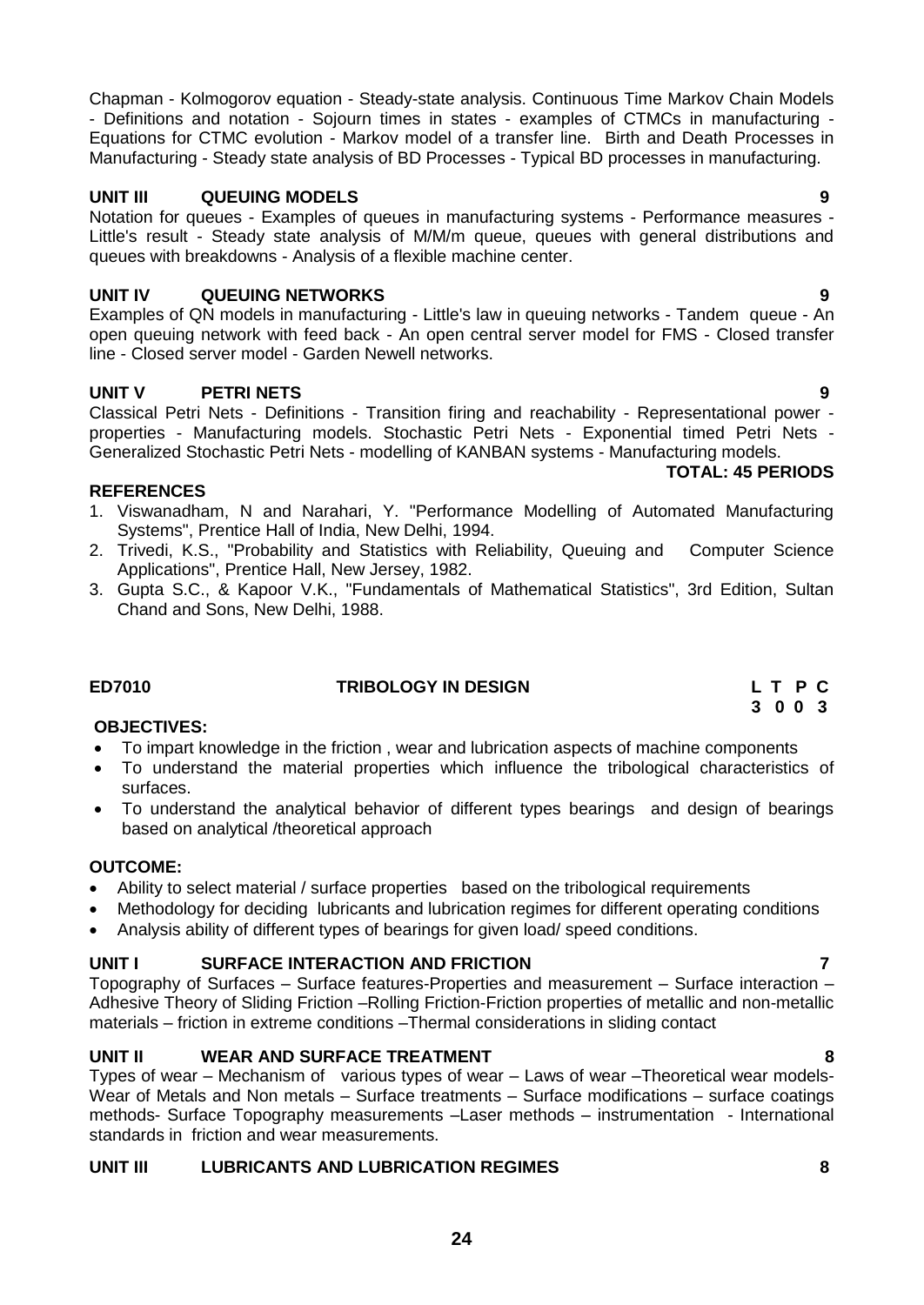Chapman - Kolmogorov equation - Steady-state analysis. Continuous Time Markov Chain Models - Definitions and notation - Sojourn times in states - examples of CTMCs in manufacturing - Equations for CTMC evolution - Markov model of a transfer line. Birth and Death Processes in Manufacturing - Steady state analysis of BD Processes - Typical BD processes in manufacturing.

**UNIT III QUEUING MODELS 9**

Notation for queues - Examples of queues in manufacturing systems - Performance measures - Little's result - Steady state analysis of M/M/m queue, queues with general distributions and queues with breakdowns - Analysis of a flexible machine center.

**UNIT IV QUEUING NETWORKS 9**

Examples of QN models in manufacturing - Little's law in queuing networks - Tandem queue - An open queuing network with feed back - An open central server model for FMS - Closed transfer line - Closed server model - Garden Newell networks.

**UNIT V PETRI NETS 9**

Classical Petri Nets - Definitions - Transition firing and reachability - Representational power - properties - Manufacturing models. Stochastic Petri Nets - Exponential timed Petri Nets - Generalized Stochastic Petri Nets - modelling of KANBAN systems - Manufacturing models.

**TOTAL: 45 PERIODS**

**REFERENCES**

1. Viswanadham, N and Narahari, Y. "Performance Modelling of Automated Manufacturing Systems", Prentice Hall of India, New Delhi, 1994.
2. Trivedi, K.S., "Probability and Statistics with Reliability, Queuing and Computer Science Applications", Prentice Hall, New Jersey, 1982.
3. Gupta S.C., & Kapoor V.K., "Fundamentals of Mathematical Statistics", 3rd Edition, Sultan Chand and Sons, New Delhi, 1988.

## ED7010 TRIBOLOGY IN DESIGN

| L | T | P | C |
|---|---|---|---|
| 3 | 0 | 0 | 3 |

**OBJECTIVES:**

- To impart knowledge in the friction , wear and lubrication aspects of machine components
- To understand the material properties which influence the tribological characteristics of surfaces.
- To understand the analytical behavior of different types bearings and design of bearings based on analytical /theoretical approach

**OUTCOME:**

- Ability to select material / surface properties based on the tribological requirements
- Methodology for deciding lubricants and lubrication regimes for different operating conditions
- Analysis ability of different types of bearings for given load/ speed conditions.

**UNIT I SURFACE INTERACTION AND FRICTION 7**

Topography of Surfaces – Surface features-Properties and measurement – Surface interaction – Adhesive Theory of Sliding Friction –Rolling Friction-Friction properties of metallic and non-metallic materials – friction in extreme conditions –Thermal considerations in sliding contact

**UNIT II WEAR AND SURFACE TREATMENT 8**

Types of wear – Mechanism of various types of wear – Laws of wear –Theoretical wear models-Wear of Metals and Non metals – Surface treatments – Surface modifications – surface coatings methods- Surface Topography measurements –Laser methods – instrumentation - International standards in friction and wear measurements.

**UNIT III LUBRICANTS AND LUBRICATION REGIMES 8**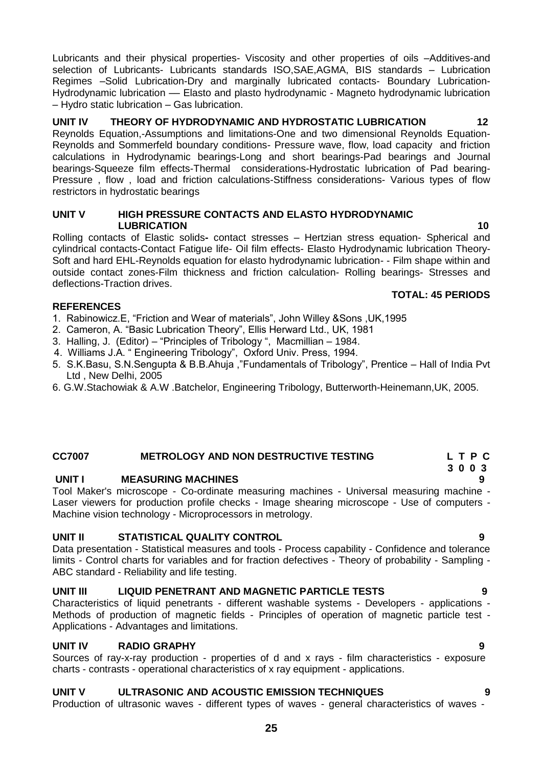Lubricants and their physical properties- Viscosity and other properties of oils –Additives-and selection of Lubricants- Lubricants standards ISO,SAE,AGMA, BIS standards – Lubrication Regimes –Solid Lubrication-Dry and marginally lubricated contacts- Boundary Lubrication-Hydrodynamic lubrication –– Elasto and plasto hydrodynamic - Magneto hydrodynamic lubrication – Hydro static lubrication – Gas lubrication.

**UNIT IV THEORY OF HYDRODYNAMIC AND HYDROSTATIC LUBRICATION 12**

Reynolds Equation,-Assumptions and limitations-One and two dimensional Reynolds Equation-Reynolds and Sommerfeld boundary conditions- Pressure wave, flow, load capacity and friction calculations in Hydrodynamic bearings-Long and short bearings-Pad bearings and Journal bearings-Squeeze film effects-Thermal considerations-Hydrostatic lubrication of Pad bearing-Pressure , flow , load and friction calculations-Stiffness considerations- Various types of flow restrictors in hydrostatic bearings

**UNIT V HIGH PRESSURE CONTACTS AND ELASTO HYDRODYNAMIC LUBRICATION 10**

Rolling contacts of Elastic solids**-** contact stresses – Hertzian stress equation- Spherical and cylindrical contacts-Contact Fatigue life- Oil film effects- Elasto Hydrodynamic lubrication Theory-Soft and hard EHL-Reynolds equation for elasto hydrodynamic lubrication- - Film shape within and outside contact zones-Film thickness and friction calculation- Rolling bearings- Stresses and deflections-Traction drives.

**TOTAL: 45 PERIODS**

**REFERENCES**

1. Rabinowicz.E, "Friction and Wear of materials", John Willey &Sons ,UK,1995
2. Cameron, A. "Basic Lubrication Theory", Ellis Herward Ltd., UK, 1981
3. Halling, J. (Editor) – "Principles of Tribology ", Macmillian – 1984.
4. Williams J.A. " Engineering Tribology", Oxford Univ. Press, 1994.
5. S.K.Basu, S.N.Sengupta & B.B.Ahuja ,"Fundamentals of Tribology", Prentice – Hall of India Pvt Ltd , New Delhi, 2005
6. G.W.Stachowiak & A.W .Batchelor, Engineering Tribology, Butterworth-Heinemann,UK, 2005.

**CC7007 METROLOGY AND NON DESTRUCTIVE TESTING L T P C**
**3 0 0 3**

**UNIT I MEASURING MACHINES 9**

Tool Maker's microscope - Co-ordinate measuring machines - Universal measuring machine - Laser viewers for production profile checks - Image shearing microscope - Use of computers - Machine vision technology - Microprocessors in metrology.

**UNIT II STATISTICAL QUALITY CONTROL 9**

Data presentation - Statistical measures and tools - Process capability - Confidence and tolerance limits - Control charts for variables and for fraction defectives - Theory of probability - Sampling - ABC standard - Reliability and life testing.

**UNIT III LIQUID PENETRANT AND MAGNETIC PARTICLE TESTS 9**

Characteristics of liquid penetrants - different washable systems - Developers - applications - Methods of production of magnetic fields - Principles of operation of magnetic particle test - Applications - Advantages and limitations.

**UNIT IV RADIO GRAPHY 9**

Sources of ray-x-ray production - properties of d and x rays - film characteristics - exposure charts - contrasts - operational characteristics of x ray equipment - applications.

**UNIT V ULTRASONIC AND ACOUSTIC EMISSION TECHNIQUES 9**

Production of ultrasonic waves - different types of waves - general characteristics of waves -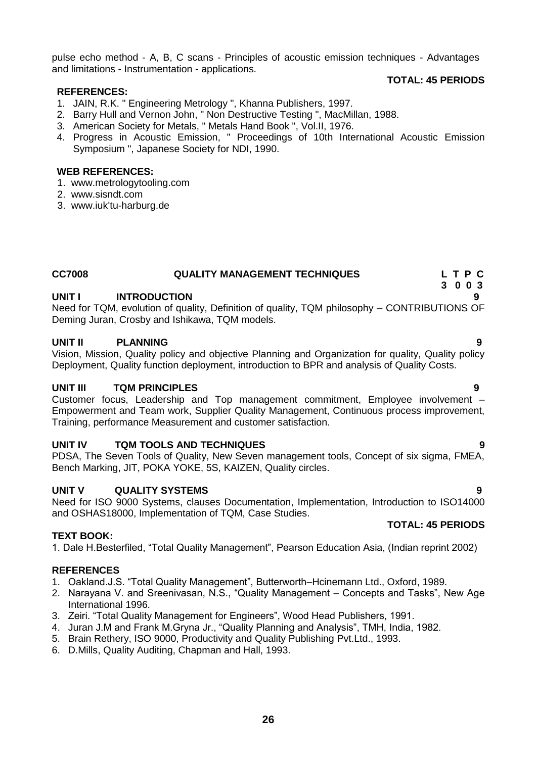pulse echo method - A, B, C scans - Principles of acoustic emission techniques - Advantages and limitations - Instrumentation - applications.

**TOTAL: 45 PERIODS**

**REFERENCES:**

1. JAIN, R.K. " Engineering Metrology ", Khanna Publishers, 1997.
2. Barry Hull and Vernon John, " Non Destructive Testing ", MacMillan, 1988.
3. American Society for Metals, " Metals Hand Book ", Vol.II, 1976.
4. Progress in Acoustic Emission, " Proceedings of 10th International Acoustic Emission Symposium ", Japanese Society for NDI, 1990.

**WEB REFERENCES:**

1. www.metrologytooling.com
2. www.sisndt.com
3. www.iuk'tu-harburg.de

## CC7008 QUALITY MANAGEMENT TECHNIQUES

| L | T | P | C |
|---|---|---|---|
| 3 | 0 | 0 | 3 |

### UNIT I INTRODUCTION — 9

Need for TQM, evolution of quality, Definition of quality, TQM philosophy – CONTRIBUTIONS OF Deming Juran, Crosby and Ishikawa, TQM models.

### UNIT II PLANNING — 9

Vision, Mission, Quality policy and objective Planning and Organization for quality, Quality policy Deployment, Quality function deployment, introduction to BPR and analysis of Quality Costs.

### UNIT III TQM PRINCIPLES — 9

Customer focus, Leadership and Top management commitment, Employee involvement – Empowerment and Team work, Supplier Quality Management, Continuous process improvement, Training, performance Measurement and customer satisfaction.

### UNIT IV TQM TOOLS AND TECHNIQUES — 9

PDSA, The Seven Tools of Quality, New Seven management tools, Concept of six sigma, FMEA, Bench Marking, JIT, POKA YOKE, 5S, KAIZEN, Quality circles.

### UNIT V QUALITY SYSTEMS — 9

Need for ISO 9000 Systems, clauses Documentation, Implementation, Introduction to ISO14000 and OSHAS18000, Implementation of TQM, Case Studies.

**TOTAL: 45 PERIODS**

**TEXT BOOK:**

1. Dale H.Besterfiled, "Total Quality Management", Pearson Education Asia, (Indian reprint 2002)

**REFERENCES**

1. Oakland.J.S. "Total Quality Management", Butterworth–Hcinemann Ltd., Oxford, 1989.
2. Narayana V. and Sreenivasan, N.S., "Quality Management – Concepts and Tasks", New Age International 1996.
3. Zeiri. "Total Quality Management for Engineers", Wood Head Publishers, 1991.
4. Juran J.M and Frank M.Gryna Jr., "Quality Planning and Analysis", TMH, India, 1982.
5. Brain Rethery, ISO 9000, Productivity and Quality Publishing Pvt.Ltd., 1993.
6. D.Mills, Quality Auditing, Chapman and Hall, 1993.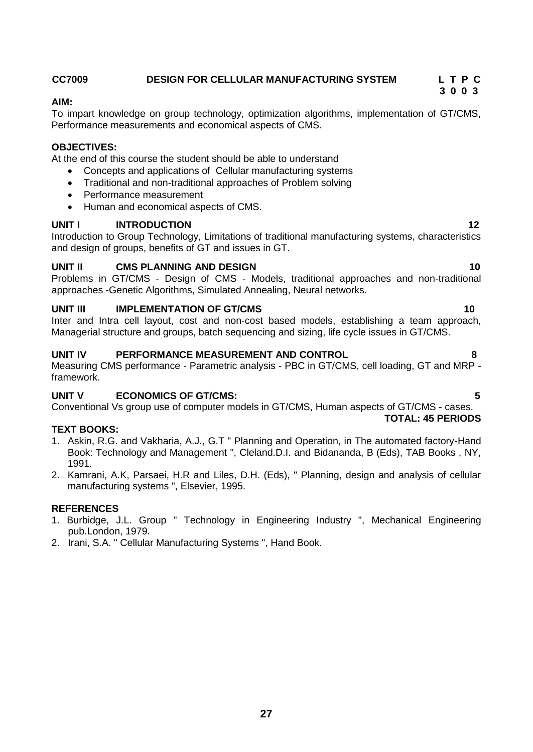**CC7009 DESIGN FOR CELLULAR MANUFACTURING SYSTEM**

| L | T | P | C |
|---|---|---|---|
| 3 | 0 | 0 | 3 |

**AIM:**

To impart knowledge on group technology, optimization algorithms, implementation of GT/CMS, Performance measurements and economical aspects of CMS.

**OBJECTIVES:**

At the end of this course the student should be able to understand

- Concepts and applications of Cellular manufacturing systems
- Traditional and non-traditional approaches of Problem solving
- Performance measurement
- Human and economical aspects of CMS.

**UNIT I INTRODUCTION 12**

Introduction to Group Technology, Limitations of traditional manufacturing systems, characteristics and design of groups, benefits of GT and issues in GT.

**UNIT II CMS PLANNING AND DESIGN 10**

Problems in GT/CMS - Design of CMS - Models, traditional approaches and non-traditional approaches -Genetic Algorithms, Simulated Annealing, Neural networks.

**UNIT III IMPLEMENTATION OF GT/CMS 10**

Inter and Intra cell layout, cost and non-cost based models, establishing a team approach, Managerial structure and groups, batch sequencing and sizing, life cycle issues in GT/CMS.

**UNIT IV PERFORMANCE MEASUREMENT AND CONTROL 8**

Measuring CMS performance - Parametric analysis - PBC in GT/CMS, cell loading, GT and MRP - framework.

**UNIT V ECONOMICS OF GT/CMS: 5**

Conventional Vs group use of computer models in GT/CMS, Human aspects of GT/CMS - cases.

**TOTAL: 45 PERIODS**

**TEXT BOOKS:**

1. Askin, R.G. and Vakharia, A.J., G.T " Planning and Operation, in The automated factory-Hand Book: Technology and Management ", Cleland.D.I. and Bidananda, B (Eds), TAB Books , NY, 1991.
2. Kamrani, A.K, Parsaei, H.R and Liles, D.H. (Eds), " Planning, design and analysis of cellular manufacturing systems ", Elsevier, 1995.

**REFERENCES**

1. Burbidge, J.L. Group " Technology in Engineering Industry ", Mechanical Engineering pub.London, 1979.
2. Irani, S.A. " Cellular Manufacturing Systems ", Hand Book.